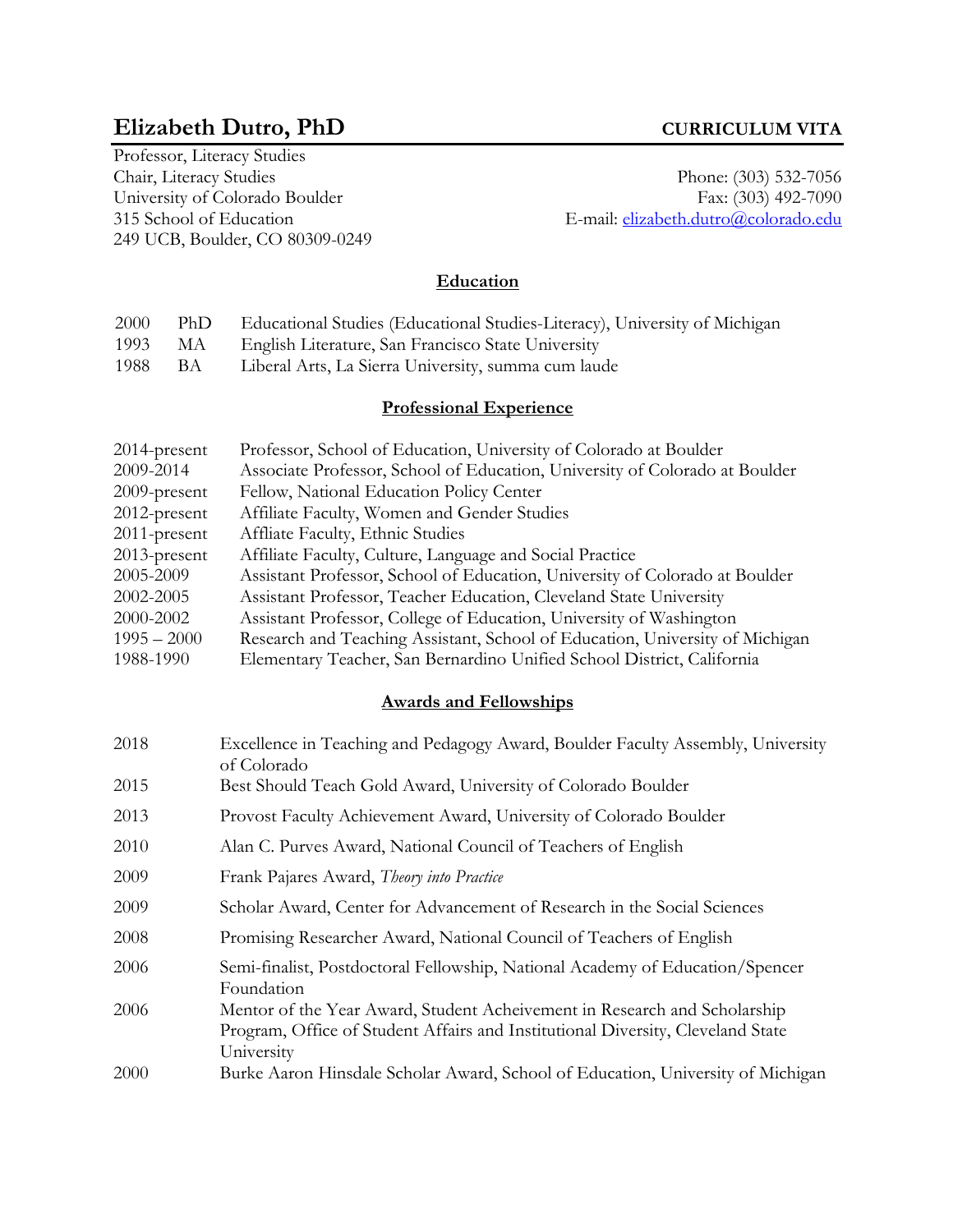# Elizabeth Dutro, PhD

**CURRICULUM VITA**

Professor, Literacy Studies
Chair, Literacy Studies
University of Colorado Boulder
315 School of Education
249 UCB, Boulder, CO 80309-0249

Phone: (303) 532-7056
Fax: (303) 492-7090
E-mail: elizabeth.dutro@colorado.edu

## Education

| | | |
|---|---|---|
| 2000 | PhD | Educational Studies (Educational Studies-Literacy), University of Michigan |
| 1993 | MA | English Literature, San Francisco State University |
| 1988 | BA | Liberal Arts, La Sierra University, summa cum laude |

## Professional Experience

| | |
|---|---|
| 2014-present | Professor, School of Education, University of Colorado at Boulder |
| 2009-2014 | Associate Professor, School of Education, University of Colorado at Boulder |
| 2009-present | Fellow, National Education Policy Center |
| 2012-present | Affiliate Faculty, Women and Gender Studies |
| 2011-present | Affliate Faculty, Ethnic Studies |
| 2013-present | Affiliate Faculty, Culture, Language and Social Practice |
| 2005-2009 | Assistant Professor, School of Education, University of Colorado at Boulder |
| 2002-2005 | Assistant Professor, Teacher Education, Cleveland State University |
| 2000-2002 | Assistant Professor, College of Education, University of Washington |
| 1995 – 2000 | Research and Teaching Assistant, School of Education, University of Michigan |
| 1988-1990 | Elementary Teacher, San Bernardino Unified School District, California |

## Awards and Fellowships

| | |
|---|---|
| 2018 | Excellence in Teaching and Pedagogy Award, Boulder Faculty Assembly, University of Colorado |
| 2015 | Best Should Teach Gold Award, University of Colorado Boulder |
| 2013 | Provost Faculty Achievement Award, University of Colorado Boulder |
| 2010 | Alan C. Purves Award, National Council of Teachers of English |
| 2009 | Frank Pajares Award, *Theory into Practice* |
| 2009 | Scholar Award, Center for Advancement of Research in the Social Sciences |
| 2008 | Promising Researcher Award, National Council of Teachers of English |
| 2006 | Semi-finalist, Postdoctoral Fellowship, National Academy of Education/Spencer Foundation |
| 2006 | Mentor of the Year Award, Student Acheivement in Research and Scholarship Program, Office of Student Affairs and Institutional Diversity, Cleveland State University |
| 2000 | Burke Aaron Hinsdale Scholar Award, School of Education, University of Michigan |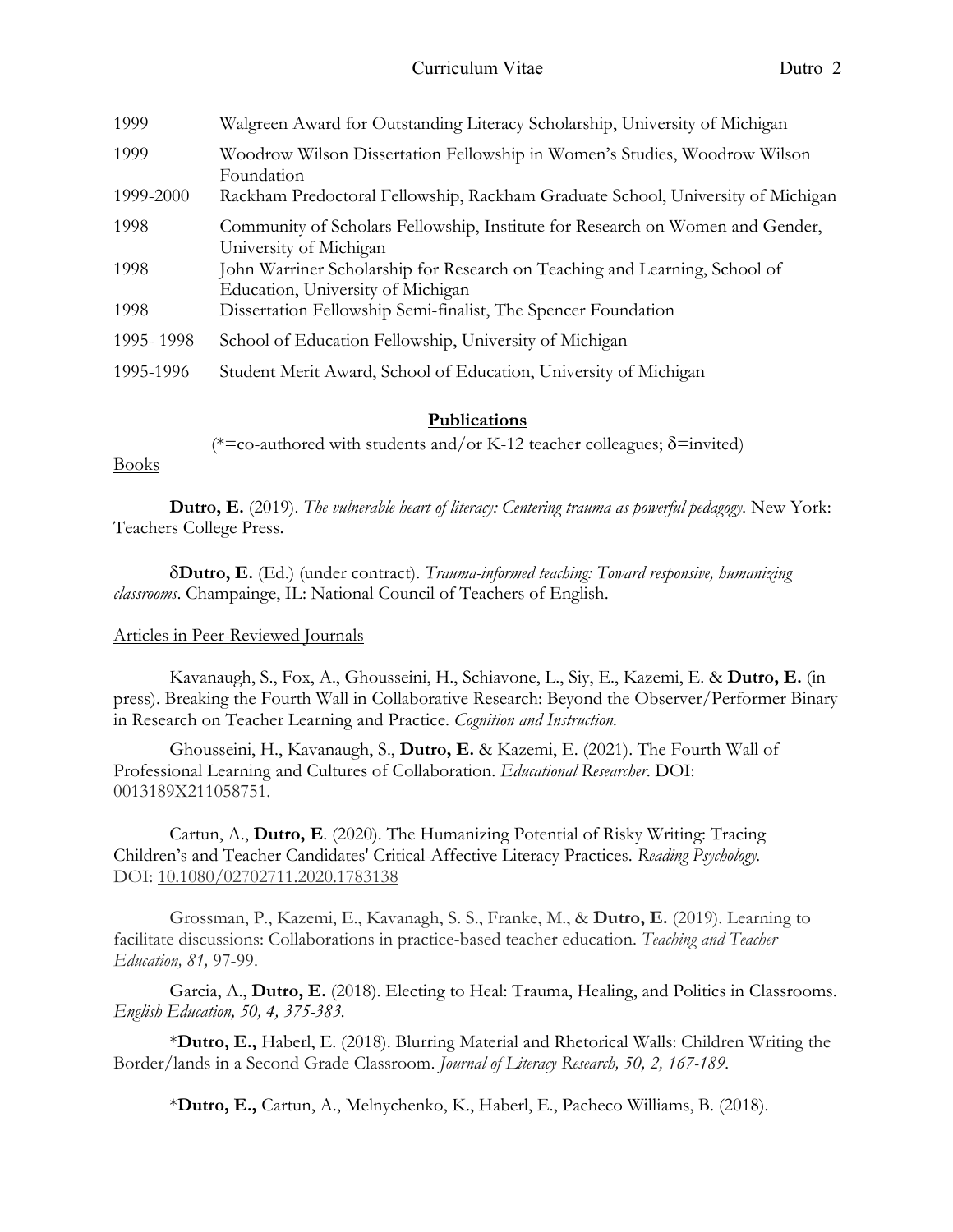| | |
|---|---|
| 1999 | Walgreen Award for Outstanding Literacy Scholarship, University of Michigan |
| 1999 | Woodrow Wilson Dissertation Fellowship in Women's Studies, Woodrow Wilson Foundation |
| 1999-2000 | Rackham Predoctoral Fellowship, Rackham Graduate School, University of Michigan |
| 1998 | Community of Scholars Fellowship, Institute for Research on Women and Gender, University of Michigan |
| 1998 | John Warriner Scholarship for Research on Teaching and Learning, School of Education, University of Michigan |
| 1998 | Dissertation Fellowship Semi-finalist, The Spencer Foundation |
| 1995- 1998 | School of Education Fellowship, University of Michigan |
| 1995-1996 | Student Merit Award, School of Education, University of Michigan |

## Publications

(*=co-authored with students and/or K-12 teacher colleagues; δ=invited)

### Books

**Dutro, E.** (2019). *The vulnerable heart of literacy: Centering trauma as powerful pedagogy.* New York: Teachers College Press.

δ**Dutro, E.** (Ed.) (under contract). *Trauma-informed teaching: Toward responsive, humanizing classrooms*. Champainge, IL: National Council of Teachers of English.

### Articles in Peer-Reviewed Journals

Kavanaugh, S., Fox, A., Ghousseini, H., Schiavone, L., Siy, E., Kazemi, E. & **Dutro, E.** (in press). Breaking the Fourth Wall in Collaborative Research: Beyond the Observer/Performer Binary in Research on Teacher Learning and Practice. *Cognition and Instruction.*

Ghousseini, H., Kavanaugh, S., **Dutro, E.** & Kazemi, E. (2021). The Fourth Wall of Professional Learning and Cultures of Collaboration. *Educational Researcher*. DOI: 0013189X211058751.

Cartun, A., **Dutro, E**. (2020). The Humanizing Potential of Risky Writing: Tracing Children's and Teacher Candidates' Critical-Affective Literacy Practices. *Reading Psychology.* DOI: 10.1080/02702711.2020.1783138

Grossman, P., Kazemi, E., Kavanagh, S. S., Franke, M., & **Dutro, E.** (2019). Learning to facilitate discussions: Collaborations in practice-based teacher education. *Teaching and Teacher Education, 81,* 97-99.

Garcia, A., **Dutro, E.** (2018). Electing to Heal: Trauma, Healing, and Politics in Classrooms. *English Education, 50, 4, 375-383.*

*__Dutro, E.,__ Haberl, E. (2018). Blurring Material and Rhetorical Walls: Children Writing the Border/lands in a Second Grade Classroom. *Journal of Literacy Research, 50, 2, 167-189.*

*__Dutro, E.,__ Cartun, A., Melnychenko, K., Haberl, E., Pacheco Williams, B. (2018).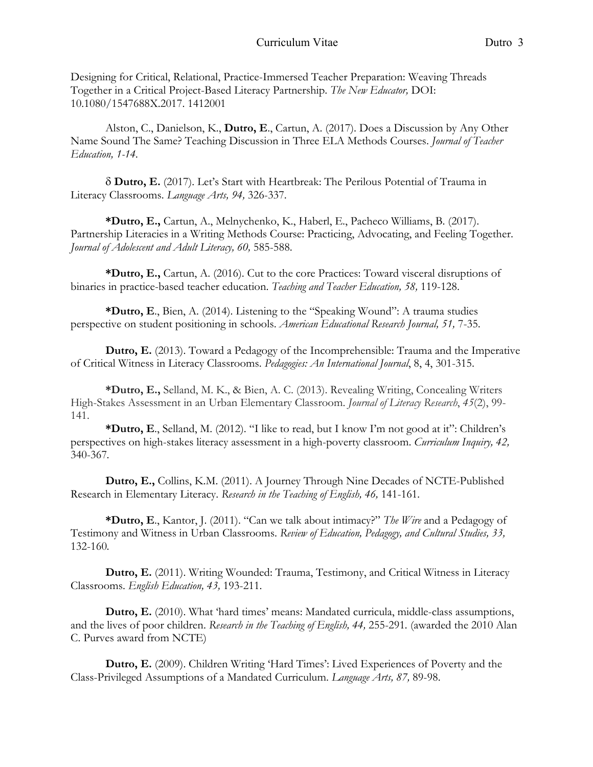Designing for Critical, Relational, Practice-Immersed Teacher Preparation: Weaving Threads Together in a Critical Project-Based Literacy Partnership. *The New Educator,* DOI: 10.1080/1547688X.2017. 1412001

Alston, C., Danielson, K., **Dutro, E**., Cartun, A. (2017). Does a Discussion by Any Other Name Sound The Same? Teaching Discussion in Three ELA Methods Courses. *Journal of Teacher Education, 1-14.*

δ **Dutro, E.** (2017). Let's Start with Heartbreak: The Perilous Potential of Trauma in Literacy Classrooms. *Language Arts, 94,* 326-337.

***Dutro, E.,** Cartun, A., Melnychenko, K., Haberl, E., Pacheco Williams, B. (2017). Partnership Literacies in a Writing Methods Course: Practicing, Advocating, and Feeling Together. *Journal of Adolescent and Adult Literacy, 60,* 585-588.

***Dutro, E.,** Cartun, A. (2016). Cut to the core Practices: Toward visceral disruptions of binaries in practice-based teacher education. *Teaching and Teacher Education, 58,* 119-128.

***Dutro, E**., Bien, A. (2014). Listening to the "Speaking Wound": A trauma studies perspective on student positioning in schools. *American Educational Research Journal, 51,* 7-35.

**Dutro, E.** (2013). Toward a Pedagogy of the Incomprehensible: Trauma and the Imperative of Critical Witness in Literacy Classrooms. *Pedagogies: An International Journal*, 8, 4, 301-315.

***Dutro, E.,** Selland, M. K., & Bien, A. C. (2013). Revealing Writing, Concealing Writers High-Stakes Assessment in an Urban Elementary Classroom. *Journal of Literacy Research*, *45*(2), 99-141.

***Dutro, E**., Selland, M. (2012). "I like to read, but I know I'm not good at it": Children's perspectives on high-stakes literacy assessment in a high-poverty classroom. *Curriculum Inquiry, 42,* 340-367.

**Dutro, E.,** Collins, K.M. (2011). A Journey Through Nine Decades of NCTE-Published Research in Elementary Literacy. *Research in the Teaching of English, 46,* 141-161.

***Dutro, E**., Kantor, J. (2011). "Can we talk about intimacy?" *The Wire* and a Pedagogy of Testimony and Witness in Urban Classrooms. *Review of Education, Pedagogy, and Cultural Studies, 33,* 132-160.

**Dutro, E.** (2011). Writing Wounded: Trauma, Testimony, and Critical Witness in Literacy Classrooms. *English Education, 43,* 193-211.

**Dutro, E.** (2010). What 'hard times' means: Mandated curricula, middle-class assumptions, and the lives of poor children. *Research in the Teaching of English, 44,* 255-291. (awarded the 2010 Alan C. Purves award from NCTE)

**Dutro, E.** (2009). Children Writing 'Hard Times': Lived Experiences of Poverty and the Class-Privileged Assumptions of a Mandated Curriculum. *Language Arts, 87,* 89-98.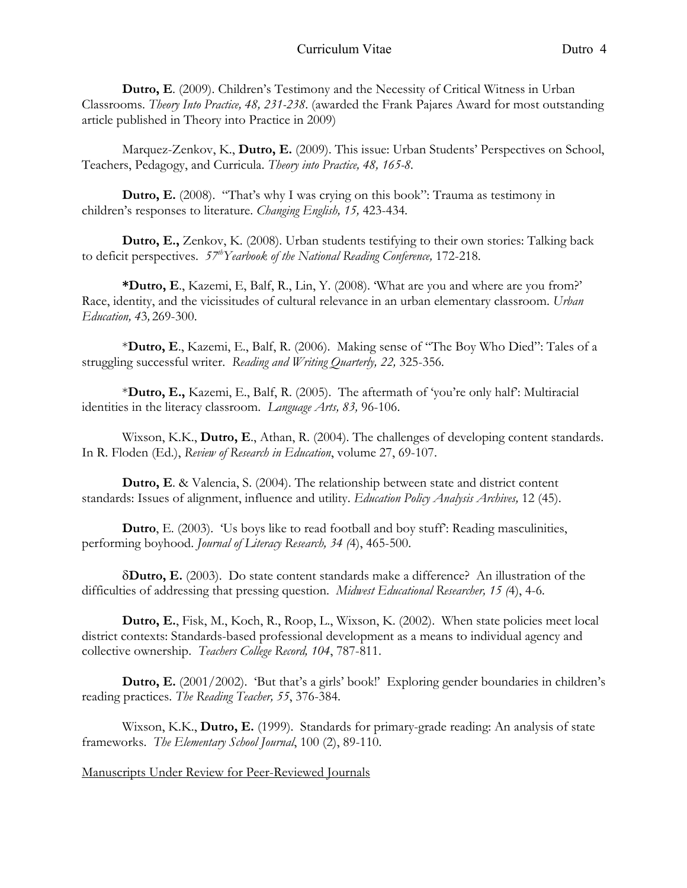**Dutro, E**. (2009). Children's Testimony and the Necessity of Critical Witness in Urban Classrooms. *Theory Into Practice, 48, 231-238*. (awarded the Frank Pajares Award for most outstanding article published in Theory into Practice in 2009)

Marquez-Zenkov, K., **Dutro, E.** (2009). This issue: Urban Students' Perspectives on School, Teachers, Pedagogy, and Curricula. *Theory into Practice, 48, 165-8.*

**Dutro, E.** (2008). "That's why I was crying on this book": Trauma as testimony in children's responses to literature. *Changing English, 15,* 423-434.

**Dutro, E.,** Zenkov, K. (2008). Urban students testifying to their own stories: Talking back to deficit perspectives. *57th Yearbook of the National Reading Conference,* 172-218.

***Dutro, E**., Kazemi, E, Balf, R., Lin, Y. (2008). 'What are you and where are you from?' Race, identity, and the vicissitudes of cultural relevance in an urban elementary classroom. *Urban Education, 43,* 269-300.

\***Dutro, E**., Kazemi, E., Balf, R. (2006). Making sense of "The Boy Who Died": Tales of a struggling successful writer. *Reading and Writing Quarterly, 22,* 325-356.

\***Dutro, E.,** Kazemi, E., Balf, R. (2005). The aftermath of 'you're only half': Multiracial identities in the literacy classroom. *Language Arts, 83,* 96-106.

Wixson, K.K., **Dutro, E**., Athan, R. (2004). The challenges of developing content standards. In R. Floden (Ed.), *Review of Research in Education*, volume 27, 69-107.

**Dutro, E**. & Valencia, S. (2004). The relationship between state and district content standards: Issues of alignment, influence and utility. *Education Policy Analysis Archives,* 12 (45).

**Dutro**, E. (2003). 'Us boys like to read football and boy stuff': Reading masculinities, performing boyhood. *Journal of Literacy Research, 34 (*4), 465-500.

δ**Dutro, E.** (2003). Do state content standards make a difference? An illustration of the difficulties of addressing that pressing question. *Midwest Educational Researcher, 15 (*4), 4-6.

**Dutro, E.**, Fisk, M., Koch, R., Roop, L., Wixson, K. (2002). When state policies meet local district contexts: Standards-based professional development as a means to individual agency and collective ownership. *Teachers College Record, 104*, 787-811.

**Dutro, E.** (2001/2002). 'But that's a girls' book!' Exploring gender boundaries in children's reading practices. *The Reading Teacher, 55*, 376-384.

Wixson, K.K., **Dutro, E.** (1999). Standards for primary-grade reading: An analysis of state frameworks. *The Elementary School Journal*, 100 (2), 89-110.

<u>Manuscripts Under Review for Peer-Reviewed Journals</u>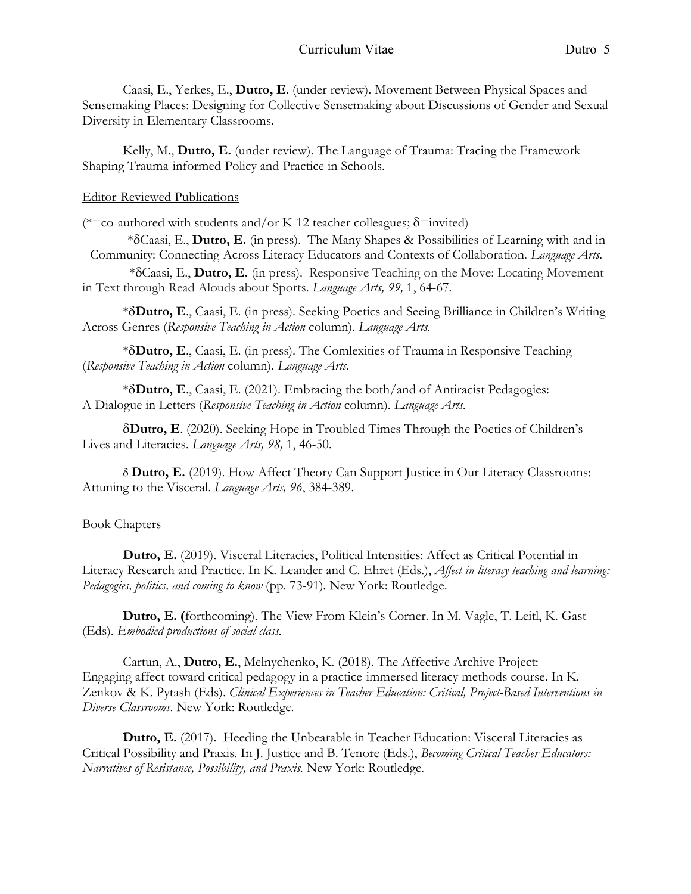Caasi, E., Yerkes, E., **Dutro, E**. (under review). Movement Between Physical Spaces and Sensemaking Places: Designing for Collective Sensemaking about Discussions of Gender and Sexual Diversity in Elementary Classrooms.

Kelly, M., **Dutro, E.** (under review). The Language of Trauma: Tracing the Framework Shaping Trauma-informed Policy and Practice in Schools.

Editor-Reviewed Publications

(*=co-authored with students and/or K-12 teacher colleagues; δ=invited)

*δCaasi, E., **Dutro, E.** (in press). The Many Shapes & Possibilities of Learning with and in Community: Connecting Across Literacy Educators and Contexts of Collaboration. *Language Arts.*

*δCaasi, E., **Dutro, E.** (in press). Responsive Teaching on the Move: Locating Movement in Text through Read Alouds about Sports. *Language Arts, 99,* 1, 64-67.

*δ**Dutro, E**., Caasi, E. (in press). Seeking Poetics and Seeing Brilliance in Children's Writing Across Genres (*Responsive Teaching in Action* column). *Language Arts.*

*δ**Dutro, E**., Caasi, E. (in press). The Comlexities of Trauma in Responsive Teaching (*Responsive Teaching in Action* column). *Language Arts.*

*δ**Dutro, E**., Caasi, E. (2021). Embracing the both/and of Antiracist Pedagogies: A Dialogue in Letters (*Responsive Teaching in Action* column). *Language Arts.*

δ**Dutro, E**. (2020). Seeking Hope in Troubled Times Through the Poetics of Children's Lives and Literacies. *Language Arts, 98,* 1, 46-50.

δ **Dutro, E.** (2019). How Affect Theory Can Support Justice in Our Literacy Classrooms: Attuning to the Visceral. *Language Arts, 96*, 384-389.

Book Chapters

**Dutro, E.** (2019). Visceral Literacies, Political Intensities: Affect as Critical Potential in Literacy Research and Practice. In K. Leander and C. Ehret (Eds.), *Affect in literacy teaching and learning: Pedagogies, politics, and coming to know* (pp. 73-91). New York: Routledge.

**Dutro, E. (**forthcoming). The View From Klein's Corner. In M. Vagle, T. Leitl, K. Gast (Eds). *Embodied productions of social class.*

Cartun, A., **Dutro, E.**, Melnychenko, K. (2018). The Affective Archive Project: Engaging affect toward critical pedagogy in a practice-immersed literacy methods course. In K. Zenkov & K. Pytash (Eds). *Clinical Experiences in Teacher Education: Critical, Project-Based Interventions in Diverse Classrooms*. New York: Routledge.

**Dutro, E.** (2017). Heeding the Unbearable in Teacher Education: Visceral Literacies as Critical Possibility and Praxis. In J. Justice and B. Tenore (Eds.), *Becoming Critical Teacher Educators: Narratives of Resistance, Possibility, and Praxis.* New York: Routledge.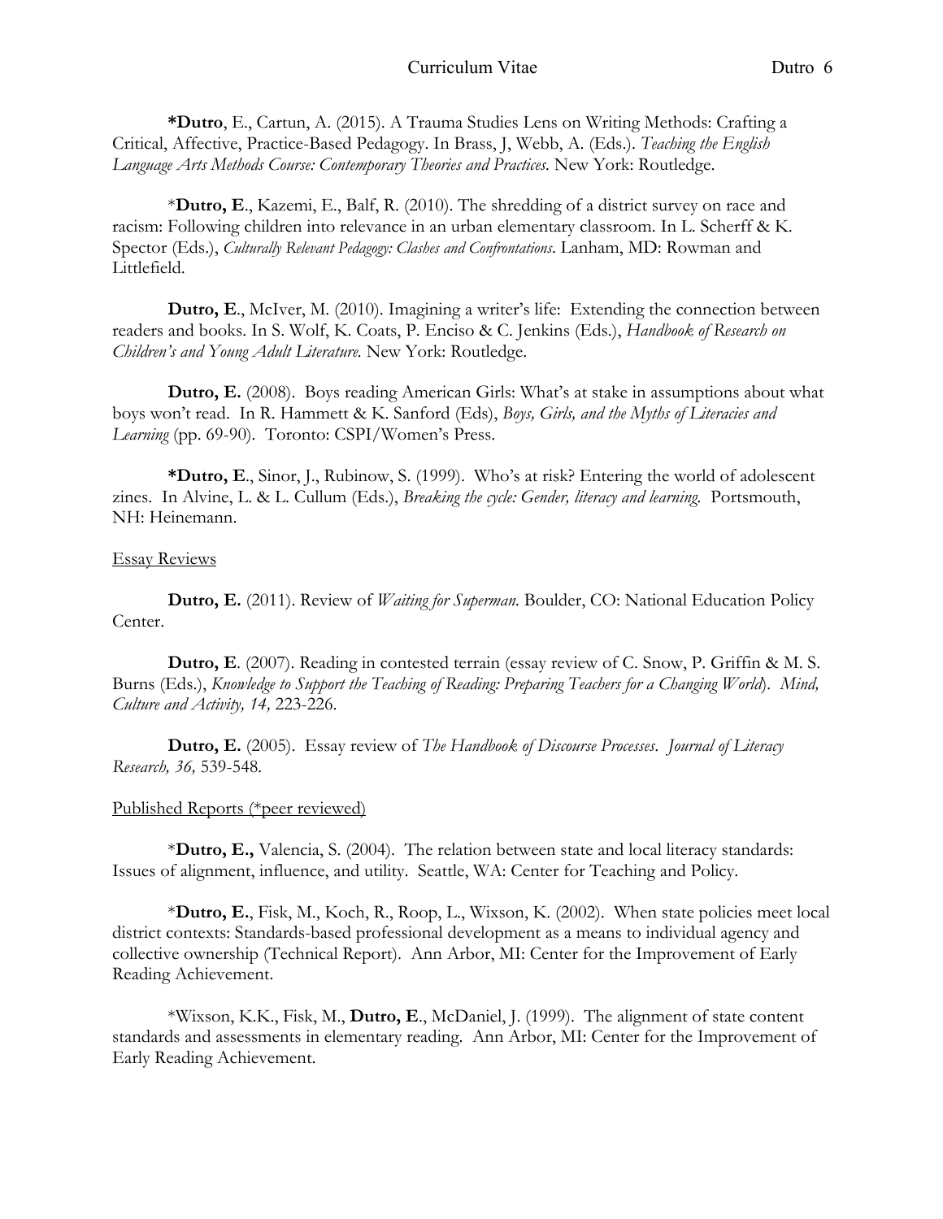**\*Dutro**, E., Cartun, A. (2015). A Trauma Studies Lens on Writing Methods: Crafting a Critical, Affective, Practice-Based Pedagogy. In Brass, J, Webb, A. (Eds.). *Teaching the English Language Arts Methods Course: Contemporary Theories and Practices.* New York: Routledge.

\***Dutro, E**., Kazemi, E., Balf, R. (2010). The shredding of a district survey on race and racism: Following children into relevance in an urban elementary classroom. In L. Scherff & K. Spector (Eds.), *Culturally Relevant Pedagogy: Clashes and Confrontations*. Lanham, MD: Rowman and Littlefield.

**Dutro, E**., McIver, M. (2010). Imagining a writer's life: Extending the connection between readers and books. In S. Wolf, K. Coats, P. Enciso & C. Jenkins (Eds.), *Handbook of Research on Children's and Young Adult Literature.* New York: Routledge.

**Dutro, E.** (2008). Boys reading American Girls: What's at stake in assumptions about what boys won't read. In R. Hammett & K. Sanford (Eds), *Boys, Girls, and the Myths of Literacies and Learning* (pp. 69-90). Toronto: CSPI/Women's Press.

**\*Dutro, E**., Sinor, J., Rubinow, S. (1999). Who's at risk? Entering the world of adolescent zines. In Alvine, L. & L. Cullum (Eds.), *Breaking the cycle: Gender, literacy and learning.* Portsmouth, NH: Heinemann.

<u>Essay Reviews</u>

**Dutro, E.** (2011). Review of *Waiting for Superman.* Boulder, CO: National Education Policy Center.

**Dutro, E**. (2007). Reading in contested terrain (essay review of C. Snow, P. Griffin & M. S. Burns (Eds.), *Knowledge to Support the Teaching of Reading: Preparing Teachers for a Changing World*). *Mind, Culture and Activity, 14,* 223-226.

**Dutro, E.** (2005). Essay review of *The Handbook of Discourse Processes*. *Journal of Literacy Research, 36,* 539-548.

<u>Published Reports (*peer reviewed)</u>

\***Dutro, E.,** Valencia, S. (2004). The relation between state and local literacy standards: Issues of alignment, influence, and utility. Seattle, WA: Center for Teaching and Policy.

\***Dutro, E.**, Fisk, M., Koch, R., Roop, L., Wixson, K. (2002). When state policies meet local district contexts: Standards-based professional development as a means to individual agency and collective ownership (Technical Report). Ann Arbor, MI: Center for the Improvement of Early Reading Achievement.

\*Wixson, K.K., Fisk, M., **Dutro, E**., McDaniel, J. (1999). The alignment of state content standards and assessments in elementary reading. Ann Arbor, MI: Center for the Improvement of Early Reading Achievement.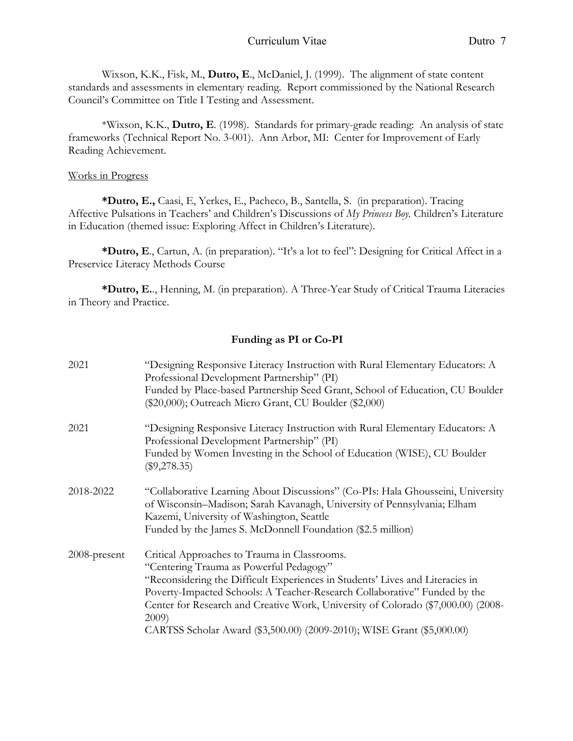Wixson, K.K., Fisk, M., **Dutro, E**., McDaniel, J. (1999). The alignment of state content standards and assessments in elementary reading. Report commissioned by the National Research Council's Committee on Title I Testing and Assessment.

*Wixson, K.K., **Dutro, E**. (1998). Standards for primary-grade reading: An analysis of state frameworks (Technical Report No. 3-001). Ann Arbor, MI: Center for Improvement of Early Reading Achievement.

Works in Progress

***Dutro, E.,** Caasi, E, Yerkes, E., Pacheco, B., Santella, S. (in preparation). Tracing Affective Pulsations in Teachers' and Children's Discussions of *My Princess Boy*. Children's Literature in Education (themed issue: Exploring Affect in Children's Literature).

***Dutro, E**., Cartun, A. (in preparation). "It's a lot to feel": Designing for Critical Affect in a Preservice Literacy Methods Course

***Dutro, E.**., Henning, M. (in preparation). A Three-Year Study of Critical Trauma Literacies in Theory and Practice.

## Funding as PI or Co-PI

| | |
|---|---|
| 2021 | "Designing Responsive Literacy Instruction with Rural Elementary Educators: A Professional Development Partnership" (PI)<br>Funded by Place-based Partnership Seed Grant, School of Education, CU Boulder ($20,000); Outreach Micro Grant, CU Boulder ($2,000) |
| 2021 | "Designing Responsive Literacy Instruction with Rural Elementary Educators: A Professional Development Partnership" (PI)<br>Funded by Women Investing in the School of Education (WISE), CU Boulder ($9,278.35) |
| 2018-2022 | "Collaborative Learning About Discussions" (Co-PIs: Hala Ghousseini, University of Wisconsin–Madison; Sarah Kavanagh, University of Pennsylvania; Elham Kazemi, University of Washington, Seattle<br>Funded by the James S. McDonnell Foundation ($2.5 million) |
| 2008-present | Critical Approaches to Trauma in Classrooms.<br>"Centering Trauma as Powerful Pedagogy"<br>"Reconsidering the Difficult Experiences in Students' Lives and Literacies in Poverty-Impacted Schools: A Teacher-Research Collaborative" Funded by the Center for Research and Creative Work, University of Colorado ($7,000.00) (2008-2009)<br>CARTSS Scholar Award ($3,500.00) (2009-2010); WISE Grant ($5,000.00) |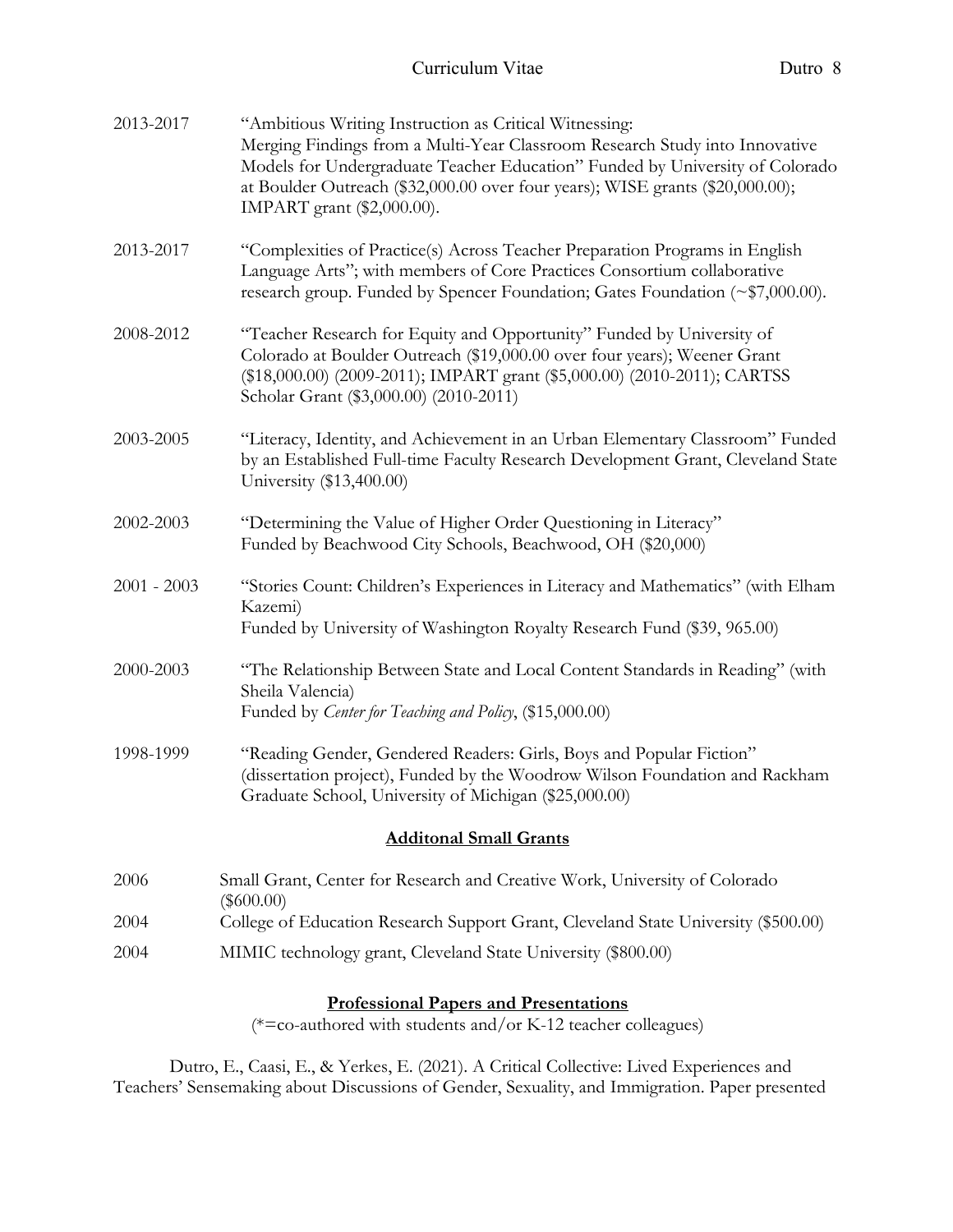2013-2017 "Ambitious Writing Instruction as Critical Witnessing: Merging Findings from a Multi-Year Classroom Research Study into Innovative Models for Undergraduate Teacher Education" Funded by University of Colorado at Boulder Outreach ($32,000.00 over four years); WISE grants ($20,000.00); IMPART grant ($2,000.00).

2013-2017 "Complexities of Practice(s) Across Teacher Preparation Programs in English Language Arts"; with members of Core Practices Consortium collaborative research group. Funded by Spencer Foundation; Gates Foundation (~$7,000.00).

2008-2012 "Teacher Research for Equity and Opportunity" Funded by University of Colorado at Boulder Outreach ($19,000.00 over four years); Weener Grant ($18,000.00) (2009-2011); IMPART grant ($5,000.00) (2010-2011); CARTSS Scholar Grant ($3,000.00) (2010-2011)

2003-2005 "Literacy, Identity, and Achievement in an Urban Elementary Classroom" Funded by an Established Full-time Faculty Research Development Grant, Cleveland State University ($13,400.00)

2002-2003 "Determining the Value of Higher Order Questioning in Literacy" Funded by Beachwood City Schools, Beachwood, OH ($20,000)

2001 - 2003 "Stories Count: Children's Experiences in Literacy and Mathematics" (with Elham Kazemi) Funded by University of Washington Royalty Research Fund ($39, 965.00)

2000-2003 "The Relationship Between State and Local Content Standards in Reading" (with Sheila Valencia) Funded by *Center for Teaching and Policy*, ($15,000.00)

1998-1999 "Reading Gender, Gendered Readers: Girls, Boys and Popular Fiction" (dissertation project), Funded by the Woodrow Wilson Foundation and Rackham Graduate School, University of Michigan ($25,000.00)

## Additonal Small Grants

2006 Small Grant, Center for Research and Creative Work, University of Colorado ($600.00)

2004 College of Education Research Support Grant, Cleveland State University ($500.00)

2004 MIMIC technology grant, Cleveland State University ($800.00)

## Professional Papers and Presentations

(*=co-authored with students and/or K-12 teacher colleagues)

Dutro, E., Caasi, E., & Yerkes, E. (2021). A Critical Collective: Lived Experiences and Teachers' Sensemaking about Discussions of Gender, Sexuality, and Immigration. Paper presented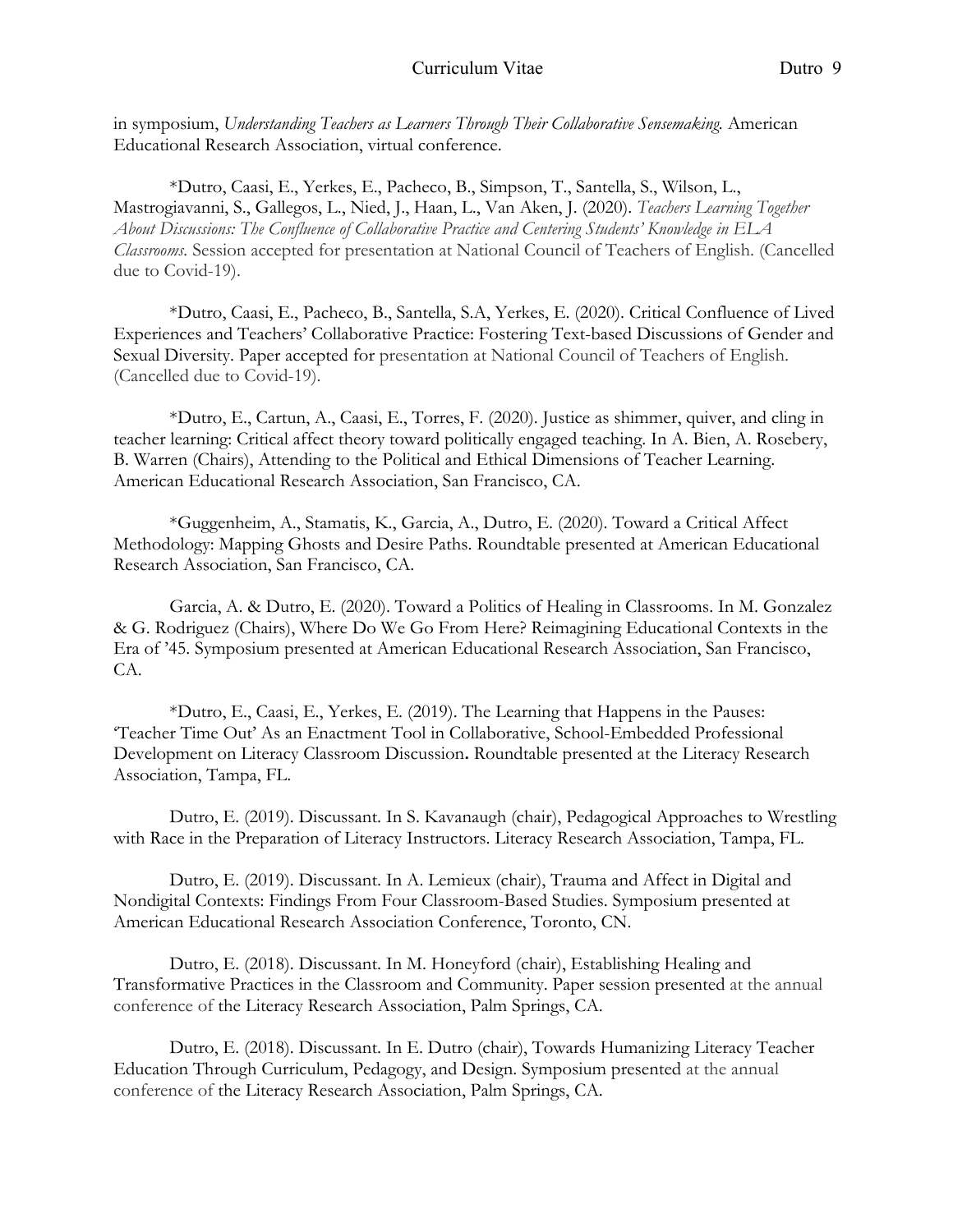in symposium, *Understanding Teachers as Learners Through Their Collaborative Sensemaking.* American Educational Research Association, virtual conference.

*Dutro, Caasi, E., Yerkes, E., Pacheco, B., Simpson, T., Santella, S., Wilson, L., Mastrogiavanni, S., Gallegos, L., Nied, J., Haan, L., Van Aken, J. (2020). *Teachers Learning Together About Discussions: The Confluence of Collaborative Practice and Centering Students' Knowledge in ELA Classrooms.* Session accepted for presentation at National Council of Teachers of English. (Cancelled due to Covid-19).

*Dutro, Caasi, E., Pacheco, B., Santella, S.A, Yerkes, E. (2020). Critical Confluence of Lived Experiences and Teachers' Collaborative Practice: Fostering Text-based Discussions of Gender and Sexual Diversity. Paper accepted for presentation at National Council of Teachers of English. (Cancelled due to Covid-19).

*Dutro, E., Cartun, A., Caasi, E., Torres, F. (2020). Justice as shimmer, quiver, and cling in teacher learning: Critical affect theory toward politically engaged teaching. In A. Bien, A. Rosebery, B. Warren (Chairs), Attending to the Political and Ethical Dimensions of Teacher Learning. American Educational Research Association, San Francisco, CA.

*Guggenheim, A., Stamatis, K., Garcia, A., Dutro, E. (2020). Toward a Critical Affect Methodology: Mapping Ghosts and Desire Paths. Roundtable presented at American Educational Research Association, San Francisco, CA.

Garcia, A. & Dutro, E. (2020). Toward a Politics of Healing in Classrooms. In M. Gonzalez & G. Rodriguez (Chairs), Where Do We Go From Here? Reimagining Educational Contexts in the Era of '45. Symposium presented at American Educational Research Association, San Francisco, CA.

*Dutro, E., Caasi, E., Yerkes, E. (2019). The Learning that Happens in the Pauses: 'Teacher Time Out' As an Enactment Tool in Collaborative, School-Embedded Professional Development on Literacy Classroom Discussion**.** Roundtable presented at the Literacy Research Association, Tampa, FL.

Dutro, E. (2019). Discussant. In S. Kavanaugh (chair), Pedagogical Approaches to Wrestling with Race in the Preparation of Literacy Instructors. Literacy Research Association, Tampa, FL.

Dutro, E. (2019). Discussant. In A. Lemieux (chair), Trauma and Affect in Digital and Nondigital Contexts: Findings From Four Classroom-Based Studies. Symposium presented at American Educational Research Association Conference, Toronto, CN.

Dutro, E. (2018). Discussant. In M. Honeyford (chair), Establishing Healing and Transformative Practices in the Classroom and Community. Paper session presented at the annual conference of the Literacy Research Association, Palm Springs, CA.

Dutro, E. (2018). Discussant. In E. Dutro (chair), Towards Humanizing Literacy Teacher Education Through Curriculum, Pedagogy, and Design. Symposium presented at the annual conference of the Literacy Research Association, Palm Springs, CA.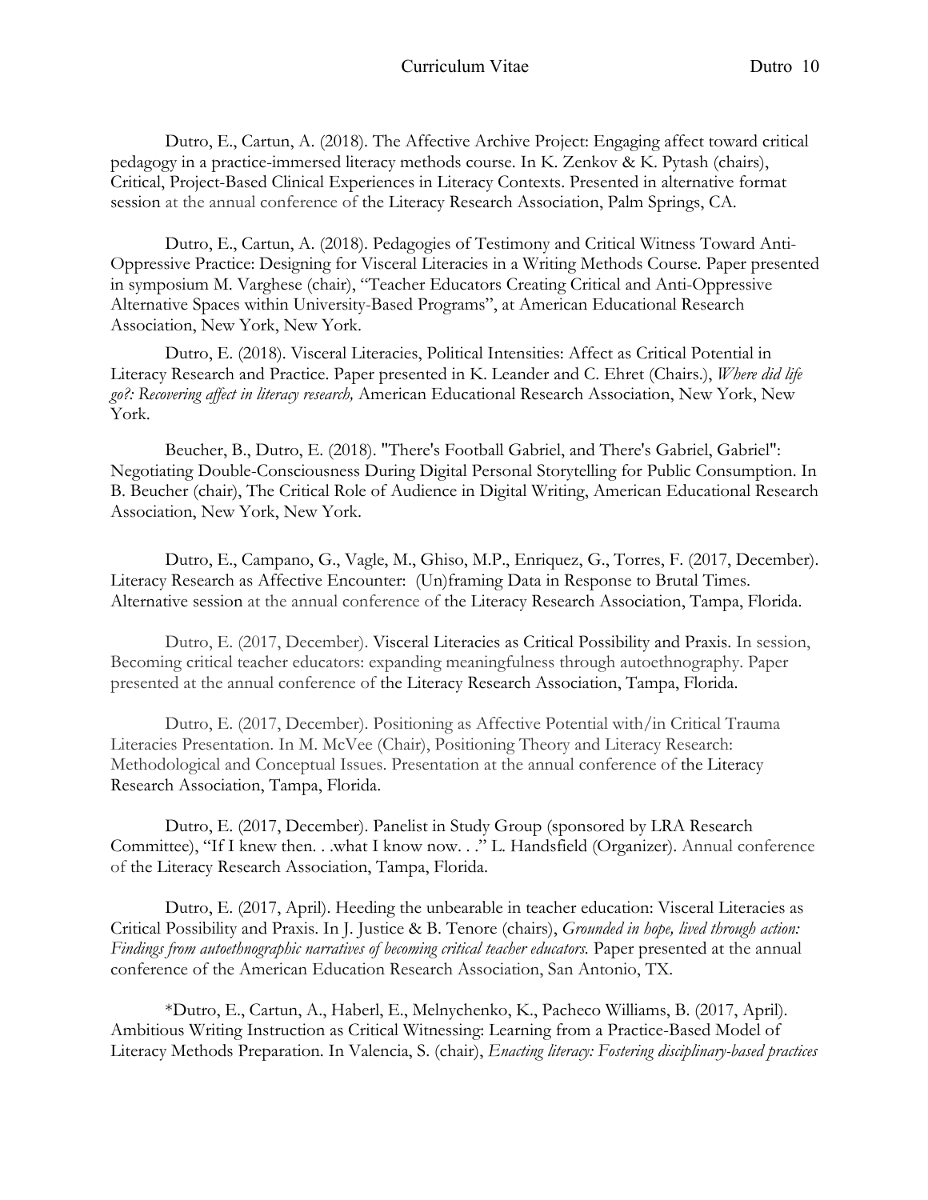Dutro, E., Cartun, A. (2018). The Affective Archive Project: Engaging affect toward critical pedagogy in a practice-immersed literacy methods course. In K. Zenkov & K. Pytash (chairs), Critical, Project-Based Clinical Experiences in Literacy Contexts. Presented in alternative format session at the annual conference of the Literacy Research Association, Palm Springs, CA.

Dutro, E., Cartun, A. (2018). Pedagogies of Testimony and Critical Witness Toward Anti-Oppressive Practice: Designing for Visceral Literacies in a Writing Methods Course. Paper presented in symposium M. Varghese (chair), "Teacher Educators Creating Critical and Anti-Oppressive Alternative Spaces within University-Based Programs", at American Educational Research Association, New York, New York.

Dutro, E. (2018). Visceral Literacies, Political Intensities: Affect as Critical Potential in Literacy Research and Practice. Paper presented in K. Leander and C. Ehret (Chairs.), *Where did life go?: Recovering affect in literacy research,* American Educational Research Association, New York, New York.

Beucher, B., Dutro, E. (2018). "There's Football Gabriel, and There's Gabriel, Gabriel": Negotiating Double-Consciousness During Digital Personal Storytelling for Public Consumption. In B. Beucher (chair), The Critical Role of Audience in Digital Writing, American Educational Research Association, New York, New York.

Dutro, E., Campano, G., Vagle, M., Ghiso, M.P., Enriquez, G., Torres, F. (2017, December). Literacy Research as Affective Encounter: (Un)framing Data in Response to Brutal Times. Alternative session at the annual conference of the Literacy Research Association, Tampa, Florida.

Dutro, E. (2017, December). Visceral Literacies as Critical Possibility and Praxis. In session, Becoming critical teacher educators: expanding meaningfulness through autoethnography. Paper presented at the annual conference of the Literacy Research Association, Tampa, Florida.

Dutro, E. (2017, December). Positioning as Affective Potential with/in Critical Trauma Literacies Presentation. In M. McVee (Chair), Positioning Theory and Literacy Research: Methodological and Conceptual Issues. Presentation at the annual conference of the Literacy Research Association, Tampa, Florida.

Dutro, E. (2017, December). Panelist in Study Group (sponsored by LRA Research Committee), "If I knew then. . .what I know now. . ." L. Handsfield (Organizer). Annual conference of the Literacy Research Association, Tampa, Florida.

Dutro, E. (2017, April). Heeding the unbearable in teacher education: Visceral Literacies as Critical Possibility and Praxis. In J. Justice & B. Tenore (chairs), *Grounded in hope, lived through action: Findings from autoethnographic narratives of becoming critical teacher educators.* Paper presented at the annual conference of the American Education Research Association, San Antonio, TX.

*Dutro, E., Cartun, A., Haberl, E., Melnychenko, K., Pacheco Williams, B. (2017, April). Ambitious Writing Instruction as Critical Witnessing: Learning from a Practice-Based Model of Literacy Methods Preparation. In Valencia, S. (chair), *Enacting literacy: Fostering disciplinary-based practices*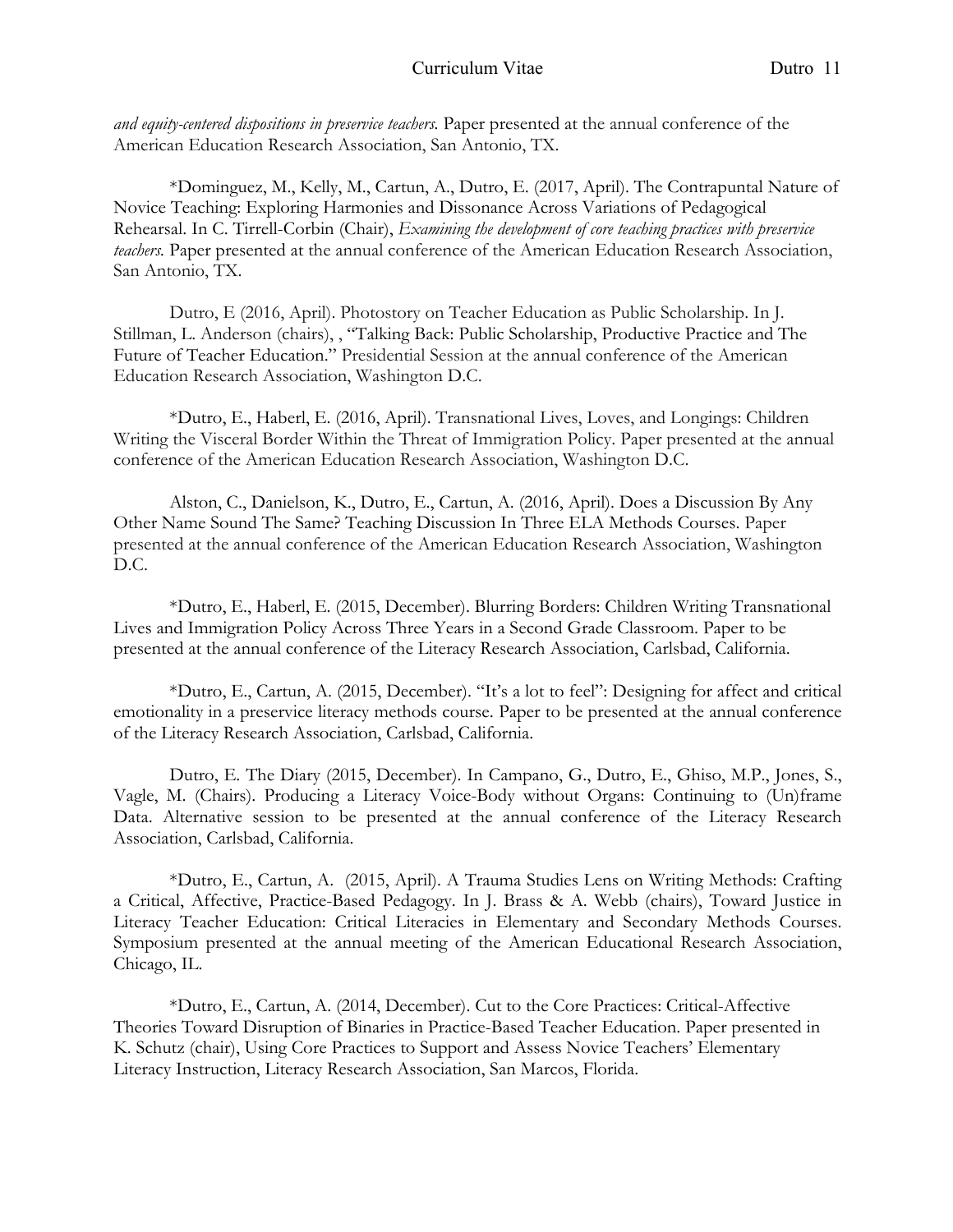*and equity-centered dispositions in preservice teachers.* Paper presented at the annual conference of the American Education Research Association, San Antonio, TX.

*Dominguez, M., Kelly, M., Cartun, A., Dutro, E. (2017, April). The Contrapuntal Nature of Novice Teaching: Exploring Harmonies and Dissonance Across Variations of Pedagogical Rehearsal. In C. Tirrell-Corbin (Chair), *Examining the development of core teaching practices with preservice teachers.* Paper presented at the annual conference of the American Education Research Association, San Antonio, TX.

Dutro, E (2016, April). Photostory on Teacher Education as Public Scholarship. In J. Stillman, L. Anderson (chairs), , "Talking Back: Public Scholarship, Productive Practice and The Future of Teacher Education." Presidential Session at the annual conference of the American Education Research Association, Washington D.C.

*Dutro, E., Haberl, E. (2016, April). Transnational Lives, Loves, and Longings: Children Writing the Visceral Border Within the Threat of Immigration Policy. Paper presented at the annual conference of the American Education Research Association, Washington D.C.

Alston, C., Danielson, K., Dutro, E., Cartun, A. (2016, April). Does a Discussion By Any Other Name Sound The Same? Teaching Discussion In Three ELA Methods Courses. Paper presented at the annual conference of the American Education Research Association, Washington D.C.

*Dutro, E., Haberl, E. (2015, December). Blurring Borders: Children Writing Transnational Lives and Immigration Policy Across Three Years in a Second Grade Classroom. Paper to be presented at the annual conference of the Literacy Research Association, Carlsbad, California.

*Dutro, E., Cartun, A. (2015, December). "It's a lot to feel": Designing for affect and critical emotionality in a preservice literacy methods course. Paper to be presented at the annual conference of the Literacy Research Association, Carlsbad, California.

Dutro, E. The Diary (2015, December). In Campano, G., Dutro, E., Ghiso, M.P., Jones, S., Vagle, M. (Chairs). Producing a Literacy Voice-Body without Organs: Continuing to (Un)frame Data. Alternative session to be presented at the annual conference of the Literacy Research Association, Carlsbad, California.

*Dutro, E., Cartun, A. (2015, April). A Trauma Studies Lens on Writing Methods: Crafting a Critical, Affective, Practice-Based Pedagogy. In J. Brass & A. Webb (chairs), Toward Justice in Literacy Teacher Education: Critical Literacies in Elementary and Secondary Methods Courses. Symposium presented at the annual meeting of the American Educational Research Association, Chicago, IL.

*Dutro, E., Cartun, A. (2014, December). Cut to the Core Practices: Critical-Affective Theories Toward Disruption of Binaries in Practice-Based Teacher Education. Paper presented in K. Schutz (chair), Using Core Practices to Support and Assess Novice Teachers' Elementary Literacy Instruction, Literacy Research Association, San Marcos, Florida.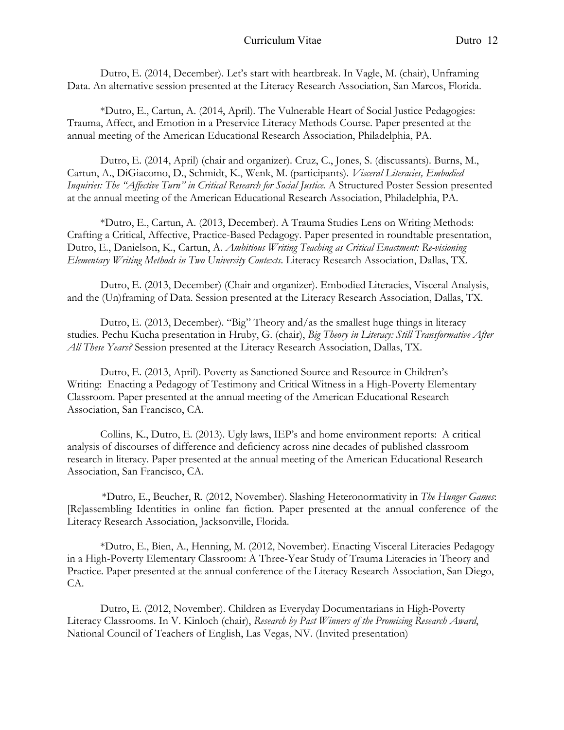Dutro, E. (2014, December). Let's start with heartbreak. In Vagle, M. (chair), Unframing Data. An alternative session presented at the Literacy Research Association, San Marcos, Florida.

*Dutro, E., Cartun, A. (2014, April). The Vulnerable Heart of Social Justice Pedagogies: Trauma, Affect, and Emotion in a Preservice Literacy Methods Course. Paper presented at the annual meeting of the American Educational Research Association, Philadelphia, PA.

Dutro, E. (2014, April) (chair and organizer). Cruz, C., Jones, S. (discussants). Burns, M., Cartun, A., DiGiacomo, D., Schmidt, K., Wenk, M. (participants). *Visceral Literacies, Embodied Inquiries: The "Affective Turn" in Critical Research for Social Justice.* A Structured Poster Session presented at the annual meeting of the American Educational Research Association, Philadelphia, PA.

*Dutro, E., Cartun, A. (2013, December). A Trauma Studies Lens on Writing Methods: Crafting a Critical, Affective, Practice-Based Pedagogy. Paper presented in roundtable presentation, Dutro, E., Danielson, K., Cartun, A. *Ambitious Writing Teaching as Critical Enactment: Re-visioning Elementary Writing Methods in Two University Contexts.* Literacy Research Association, Dallas, TX.

Dutro, E. (2013, December) (Chair and organizer). Embodied Literacies, Visceral Analysis, and the (Un)framing of Data. Session presented at the Literacy Research Association, Dallas, TX.

Dutro, E. (2013, December). "Big" Theory and/as the smallest huge things in literacy studies. Pechu Kucha presentation in Hruby, G. (chair), *Big Theory in Literacy: Still Transformative After All These Years?* Session presented at the Literacy Research Association, Dallas, TX.

Dutro, E. (2013, April). Poverty as Sanctioned Source and Resource in Children's Writing: Enacting a Pedagogy of Testimony and Critical Witness in a High-Poverty Elementary Classroom. Paper presented at the annual meeting of the American Educational Research Association, San Francisco, CA.

Collins, K., Dutro, E. (2013). Ugly laws, IEP's and home environment reports: A critical analysis of discourses of difference and deficiency across nine decades of published classroom research in literacy. Paper presented at the annual meeting of the American Educational Research Association, San Francisco, CA.

*Dutro, E., Beucher, R. (2012, November). Slashing Heteronormativity in *The Hunger Games*: [Re]assembling Identities in online fan fiction. Paper presented at the annual conference of the Literacy Research Association, Jacksonville, Florida.

*Dutro, E., Bien, A., Henning, M. (2012, November). Enacting Visceral Literacies Pedagogy in a High-Poverty Elementary Classroom: A Three-Year Study of Trauma Literacies in Theory and Practice. Paper presented at the annual conference of the Literacy Research Association, San Diego, CA.

Dutro, E. (2012, November). Children as Everyday Documentarians in High-Poverty Literacy Classrooms. In V. Kinloch (chair), *Research by Past Winners of the Promising Research Award*, National Council of Teachers of English, Las Vegas, NV. (Invited presentation)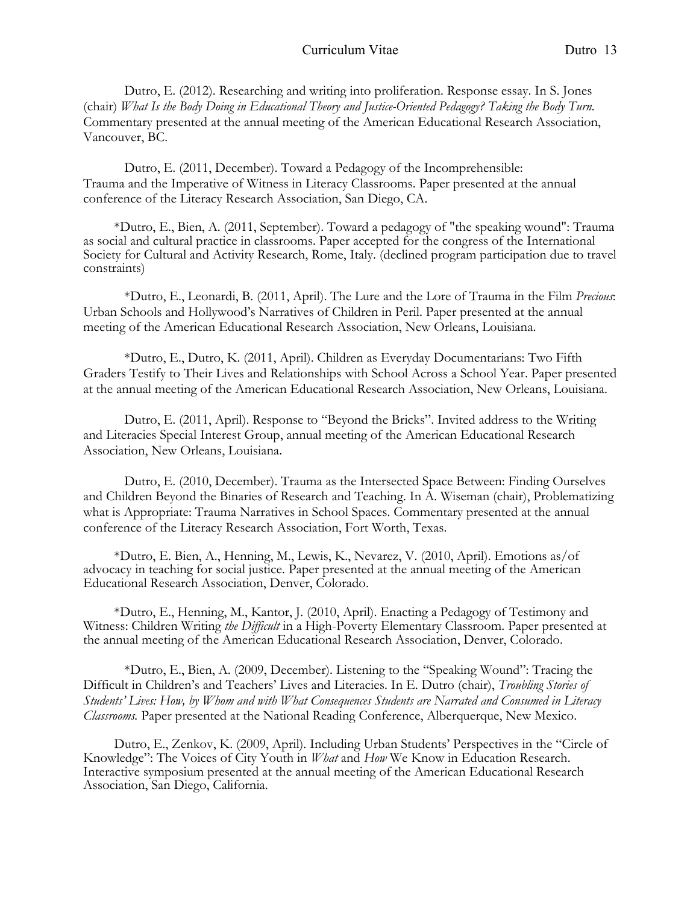Dutro, E. (2012). Researching and writing into proliferation. Response essay. In S. Jones (chair) *What Is the Body Doing in Educational Theory and Justice-Oriented Pedagogy? Taking the Body Turn.* Commentary presented at the annual meeting of the American Educational Research Association, Vancouver, BC.

Dutro, E. (2011, December). Toward a Pedagogy of the Incomprehensible: Trauma and the Imperative of Witness in Literacy Classrooms. Paper presented at the annual conference of the Literacy Research Association, San Diego, CA.

*Dutro, E., Bien, A. (2011, September). Toward a pedagogy of "the speaking wound": Trauma as social and cultural practice in classrooms. Paper accepted for the congress of the International Society for Cultural and Activity Research, Rome, Italy. (declined program participation due to travel constraints)

*Dutro, E., Leonardi, B. (2011, April). The Lure and the Lore of Trauma in the Film *Precious*: Urban Schools and Hollywood's Narratives of Children in Peril. Paper presented at the annual meeting of the American Educational Research Association, New Orleans, Louisiana.

*Dutro, E., Dutro, K. (2011, April). Children as Everyday Documentarians: Two Fifth Graders Testify to Their Lives and Relationships with School Across a School Year. Paper presented at the annual meeting of the American Educational Research Association, New Orleans, Louisiana.

Dutro, E. (2011, April). Response to "Beyond the Bricks". Invited address to the Writing and Literacies Special Interest Group, annual meeting of the American Educational Research Association, New Orleans, Louisiana.

Dutro, E. (2010, December). Trauma as the Intersected Space Between: Finding Ourselves and Children Beyond the Binaries of Research and Teaching. In A. Wiseman (chair), Problematizing what is Appropriate: Trauma Narratives in School Spaces. Commentary presented at the annual conference of the Literacy Research Association, Fort Worth, Texas.

*Dutro, E. Bien, A., Henning, M., Lewis, K., Nevarez, V. (2010, April). Emotions as/of advocacy in teaching for social justice. Paper presented at the annual meeting of the American Educational Research Association, Denver, Colorado.

*Dutro, E., Henning, M., Kantor, J. (2010, April). Enacting a Pedagogy of Testimony and Witness: Children Writing *the Difficult* in a High-Poverty Elementary Classroom. Paper presented at the annual meeting of the American Educational Research Association, Denver, Colorado.

*Dutro, E., Bien, A. (2009, December). Listening to the "Speaking Wound": Tracing the Difficult in Children's and Teachers' Lives and Literacies. In E. Dutro (chair), *Troubling Stories of Students' Lives: How, by Whom and with What Consequences Students are Narrated and Consumed in Literacy Classrooms.* Paper presented at the National Reading Conference, Alberquerque, New Mexico.

Dutro, E., Zenkov, K. (2009, April). Including Urban Students' Perspectives in the "Circle of Knowledge": The Voices of City Youth in *What* and *How* We Know in Education Research. Interactive symposium presented at the annual meeting of the American Educational Research Association, San Diego, California.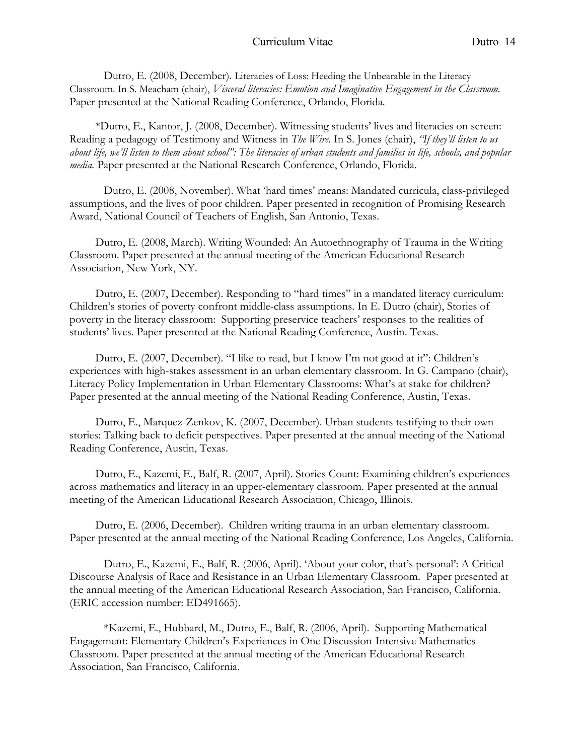Dutro, E. (2008, December). Literacies of Loss: Heeding the Unbearable in the Literacy Classroom. In S. Meacham (chair), *Visceral literacies: Emotion and Imaginative Engagement in the Classroom.* Paper presented at the National Reading Conference, Orlando, Florida.

*Dutro, E., Kantor, J. (2008, December). Witnessing students' lives and literacies on screen: Reading a pedagogy of Testimony and Witness in *The Wire*. In S. Jones (chair), *"If they'll listen to us about life, we'll listen to them about school": The literacies of urban students and families in life, schools, and popular media.* Paper presented at the National Research Conference, Orlando, Florida.

Dutro, E. (2008, November). What 'hard times' means: Mandated curricula, class-privileged assumptions, and the lives of poor children. Paper presented in recognition of Promising Research Award, National Council of Teachers of English, San Antonio, Texas.

Dutro, E. (2008, March). Writing Wounded: An Autoethnography of Trauma in the Writing Classroom. Paper presented at the annual meeting of the American Educational Research Association, New York, NY.

Dutro, E. (2007, December). Responding to "hard times" in a mandated literacy curriculum: Children's stories of poverty confront middle-class assumptions. In E. Dutro (chair), Stories of poverty in the literacy classroom: Supporting preservice teachers' responses to the realities of students' lives. Paper presented at the National Reading Conference, Austin. Texas.

Dutro, E. (2007, December). "I like to read, but I know I'm not good at it": Children's experiences with high-stakes assessment in an urban elementary classroom. In G. Campano (chair), Literacy Policy Implementation in Urban Elementary Classrooms: What's at stake for children? Paper presented at the annual meeting of the National Reading Conference, Austin, Texas.

Dutro, E., Marquez-Zenkov, K. (2007, December). Urban students testifying to their own stories: Talking back to deficit perspectives. Paper presented at the annual meeting of the National Reading Conference, Austin, Texas.

Dutro, E., Kazemi, E., Balf, R. (2007, April). Stories Count: Examining children's experiences across mathematics and literacy in an upper-elementary classroom. Paper presented at the annual meeting of the American Educational Research Association, Chicago, Illinois.

Dutro, E. (2006, December). Children writing trauma in an urban elementary classroom. Paper presented at the annual meeting of the National Reading Conference, Los Angeles, California.

Dutro, E., Kazemi, E., Balf, R. (2006, April). 'About your color, that's personal': A Critical Discourse Analysis of Race and Resistance in an Urban Elementary Classroom. Paper presented at the annual meeting of the American Educational Research Association, San Francisco, California. (ERIC accession number: ED491665).

*Kazemi, E., Hubbard, M., Dutro, E., Balf, R. (2006, April). Supporting Mathematical Engagement: Elementary Children's Experiences in One Discussion-Intensive Mathematics Classroom. Paper presented at the annual meeting of the American Educational Research Association, San Francisco, California.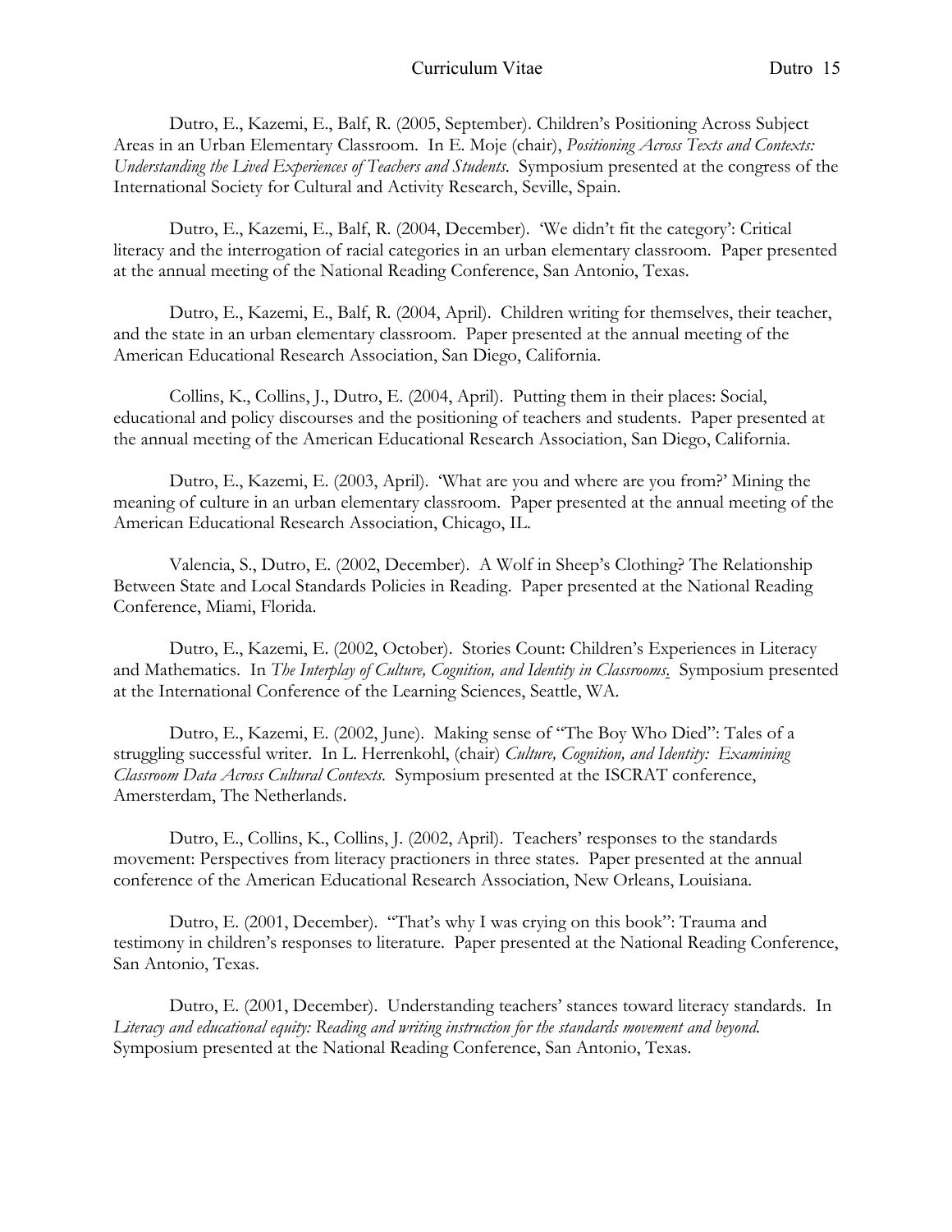Dutro, E., Kazemi, E., Balf, R. (2005, September). Children's Positioning Across Subject Areas in an Urban Elementary Classroom. In E. Moje (chair), *Positioning Across Texts and Contexts: Understanding the Lived Experiences of Teachers and Students*. Symposium presented at the congress of the International Society for Cultural and Activity Research, Seville, Spain.

Dutro, E., Kazemi, E., Balf, R. (2004, December). 'We didn't fit the category': Critical literacy and the interrogation of racial categories in an urban elementary classroom. Paper presented at the annual meeting of the National Reading Conference, San Antonio, Texas.

Dutro, E., Kazemi, E., Balf, R. (2004, April). Children writing for themselves, their teacher, and the state in an urban elementary classroom. Paper presented at the annual meeting of the American Educational Research Association, San Diego, California.

Collins, K., Collins, J., Dutro, E. (2004, April). Putting them in their places: Social, educational and policy discourses and the positioning of teachers and students. Paper presented at the annual meeting of the American Educational Research Association, San Diego, California.

Dutro, E., Kazemi, E. (2003, April). 'What are you and where are you from?' Mining the meaning of culture in an urban elementary classroom. Paper presented at the annual meeting of the American Educational Research Association, Chicago, IL.

Valencia, S., Dutro, E. (2002, December). A Wolf in Sheep's Clothing? The Relationship Between State and Local Standards Policies in Reading. Paper presented at the National Reading Conference, Miami, Florida.

Dutro, E., Kazemi, E. (2002, October). Stories Count: Children's Experiences in Literacy and Mathematics. In *The Interplay of Culture, Cognition, and Identity in Classrooms*. Symposium presented at the International Conference of the Learning Sciences, Seattle, WA.

Dutro, E., Kazemi, E. (2002, June). Making sense of "The Boy Who Died": Tales of a struggling successful writer. In L. Herrenkohl, (chair) *Culture, Cognition, and Identity: Examining Classroom Data Across Cultural Contexts*. Symposium presented at the ISCRAT conference, Amersterdam, The Netherlands.

Dutro, E., Collins, K., Collins, J. (2002, April). Teachers' responses to the standards movement: Perspectives from literacy practioners in three states. Paper presented at the annual conference of the American Educational Research Association, New Orleans, Louisiana.

Dutro, E. (2001, December). "That's why I was crying on this book": Trauma and testimony in children's responses to literature. Paper presented at the National Reading Conference, San Antonio, Texas.

Dutro, E. (2001, December). Understanding teachers' stances toward literacy standards. In *Literacy and educational equity: Reading and writing instruction for the standards movement and beyond.* Symposium presented at the National Reading Conference, San Antonio, Texas.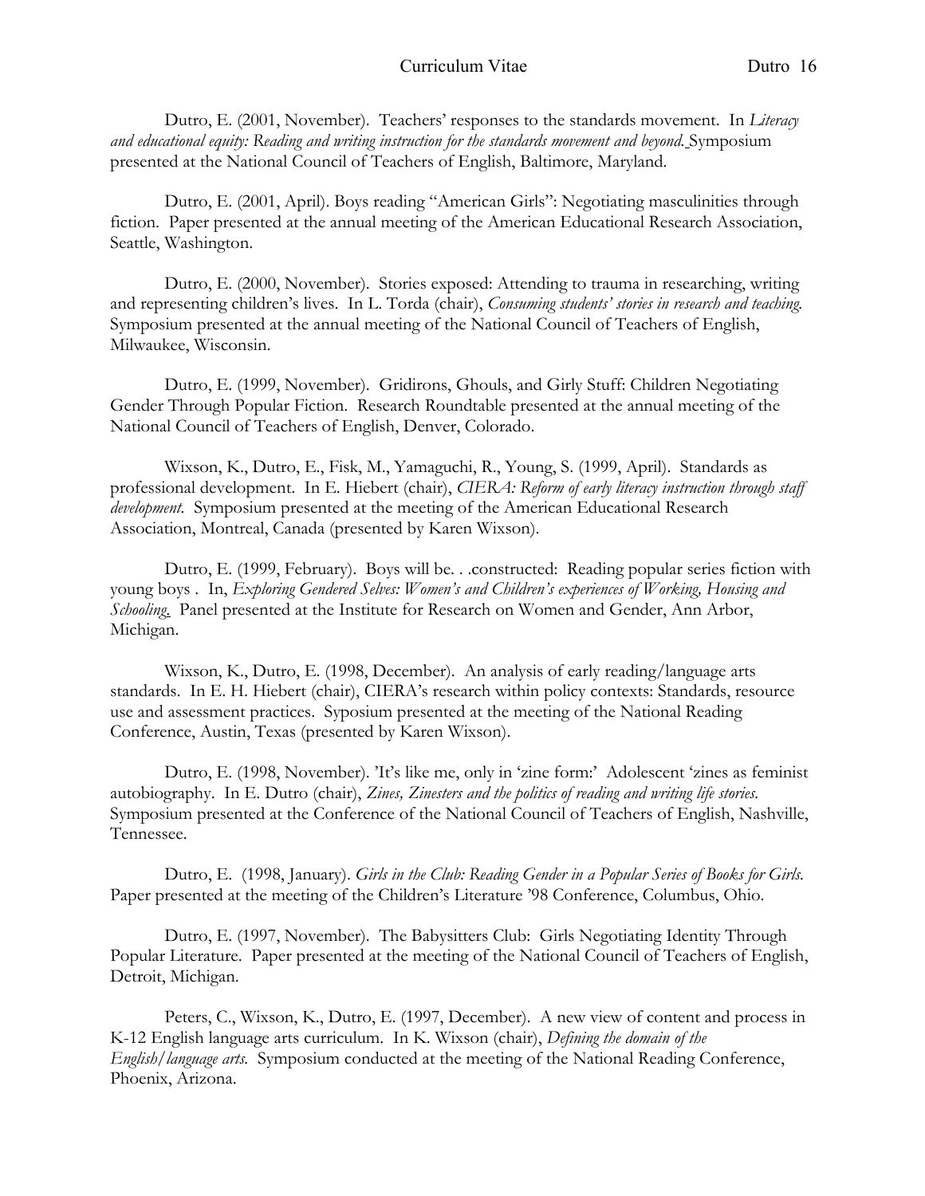Dutro, E. (2001, November). Teachers' responses to the standards movement. In *Literacy and educational equity: Reading and writing instruction for the standards movement and beyond.* Symposium presented at the National Council of Teachers of English, Baltimore, Maryland.

Dutro, E. (2001, April). Boys reading "American Girls": Negotiating masculinities through fiction. Paper presented at the annual meeting of the American Educational Research Association, Seattle, Washington.

Dutro, E. (2000, November). Stories exposed: Attending to trauma in researching, writing and representing children's lives. In L. Torda (chair), *Consuming students' stories in research and teaching.* Symposium presented at the annual meeting of the National Council of Teachers of English, Milwaukee, Wisconsin.

Dutro, E. (1999, November). Gridirons, Ghouls, and Girly Stuff: Children Negotiating Gender Through Popular Fiction. Research Roundtable presented at the annual meeting of the National Council of Teachers of English, Denver, Colorado.

Wixson, K., Dutro, E., Fisk, M., Yamaguchi, R., Young, S. (1999, April). Standards as professional development. In E. Hiebert (chair), *CIERA: Reform of early literacy instruction through staff development.* Symposium presented at the meeting of the American Educational Research Association, Montreal, Canada (presented by Karen Wixson).

Dutro, E. (1999, February). Boys will be. . .constructed: Reading popular series fiction with young boys . In, *Exploring Gendered Selves: Women's and Children's experiences of Working, Housing and Schooling.* Panel presented at the Institute for Research on Women and Gender, Ann Arbor, Michigan.

Wixson, K., Dutro, E. (1998, December). An analysis of early reading/language arts standards. In E. H. Hiebert (chair), CIERA's research within policy contexts: Standards, resource use and assessment practices. Syposium presented at the meeting of the National Reading Conference, Austin, Texas (presented by Karen Wixson).

Dutro, E. (1998, November). 'It's like me, only in 'zine form:' Adolescent 'zines as feminist autobiography. In E. Dutro (chair), *Zines, Zinesters and the politics of reading and writing life stories.* Symposium presented at the Conference of the National Council of Teachers of English, Nashville, Tennessee.

Dutro, E. (1998, January). *Girls in the Club: Reading Gender in a Popular Series of Books for Girls.* Paper presented at the meeting of the Children's Literature '98 Conference, Columbus, Ohio.

Dutro, E. (1997, November). The Babysitters Club: Girls Negotiating Identity Through Popular Literature. Paper presented at the meeting of the National Council of Teachers of English, Detroit, Michigan.

Peters, C., Wixson, K., Dutro, E. (1997, December). A new view of content and process in K-12 English language arts curriculum. In K. Wixson (chair), *Defining the domain of the English/language arts.* Symposium conducted at the meeting of the National Reading Conference, Phoenix, Arizona.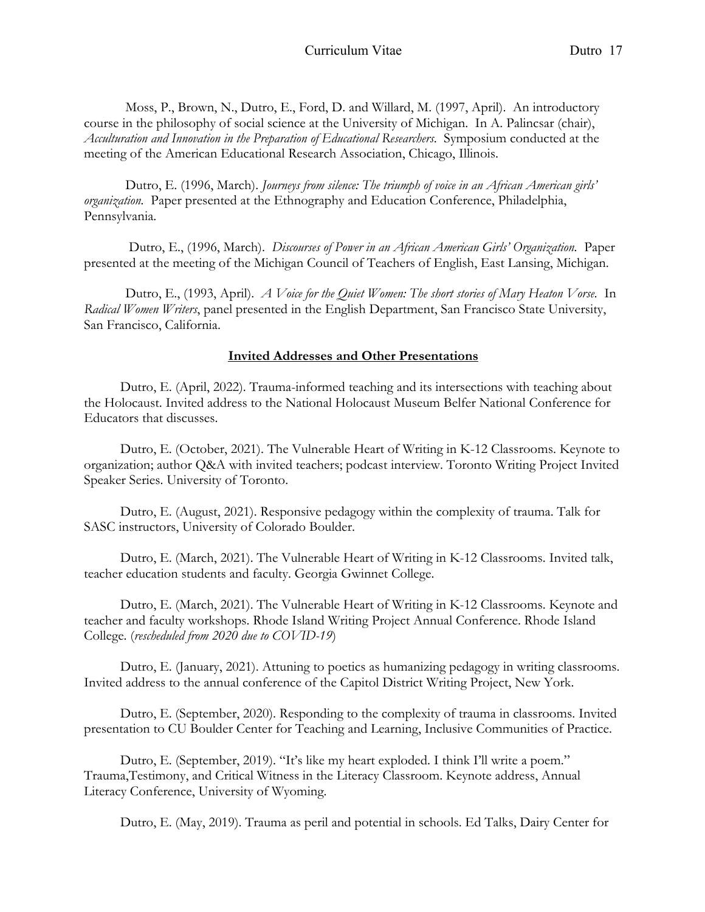Moss, P., Brown, N., Dutro, E., Ford, D. and Willard, M. (1997, April). An introductory course in the philosophy of social science at the University of Michigan. In A. Palincsar (chair), *Acculturation and Innovation in the Preparation of Educational Researchers.* Symposium conducted at the meeting of the American Educational Research Association, Chicago, Illinois.

Dutro, E. (1996, March). *Journeys from silence: The triumph of voice in an African American girls' organization.* Paper presented at the Ethnography and Education Conference, Philadelphia, Pennsylvania.

Dutro, E., (1996, March). *Discourses of Power in an African American Girls' Organization.* Paper presented at the meeting of the Michigan Council of Teachers of English, East Lansing, Michigan.

Dutro, E., (1993, April). *A Voice for the Quiet Women: The short stories of Mary Heaton Vorse.* In *Radical Women Writers*, panel presented in the English Department, San Francisco State University, San Francisco, California.

## Invited Addresses and Other Presentations

Dutro, E. (April, 2022). Trauma-informed teaching and its intersections with teaching about the Holocaust. Invited address to the National Holocaust Museum Belfer National Conference for Educators that discusses.

Dutro, E. (October, 2021). The Vulnerable Heart of Writing in K-12 Classrooms. Keynote to organization; author Q&A with invited teachers; podcast interview. Toronto Writing Project Invited Speaker Series. University of Toronto.

Dutro, E. (August, 2021). Responsive pedagogy within the complexity of trauma. Talk for SASC instructors, University of Colorado Boulder.

Dutro, E. (March, 2021). The Vulnerable Heart of Writing in K-12 Classrooms. Invited talk, teacher education students and faculty. Georgia Gwinnet College.

Dutro, E. (March, 2021). The Vulnerable Heart of Writing in K-12 Classrooms. Keynote and teacher and faculty workshops. Rhode Island Writing Project Annual Conference. Rhode Island College. (*rescheduled from 2020 due to COVID-19*)

Dutro, E. (January, 2021). Attuning to poetics as humanizing pedagogy in writing classrooms. Invited address to the annual conference of the Capitol District Writing Project, New York.

Dutro, E. (September, 2020). Responding to the complexity of trauma in classrooms. Invited presentation to CU Boulder Center for Teaching and Learning, Inclusive Communities of Practice.

Dutro, E. (September, 2019). "It's like my heart exploded. I think I'll write a poem." Trauma,Testimony, and Critical Witness in the Literacy Classroom. Keynote address, Annual Literacy Conference, University of Wyoming.

Dutro, E. (May, 2019). Trauma as peril and potential in schools. Ed Talks, Dairy Center for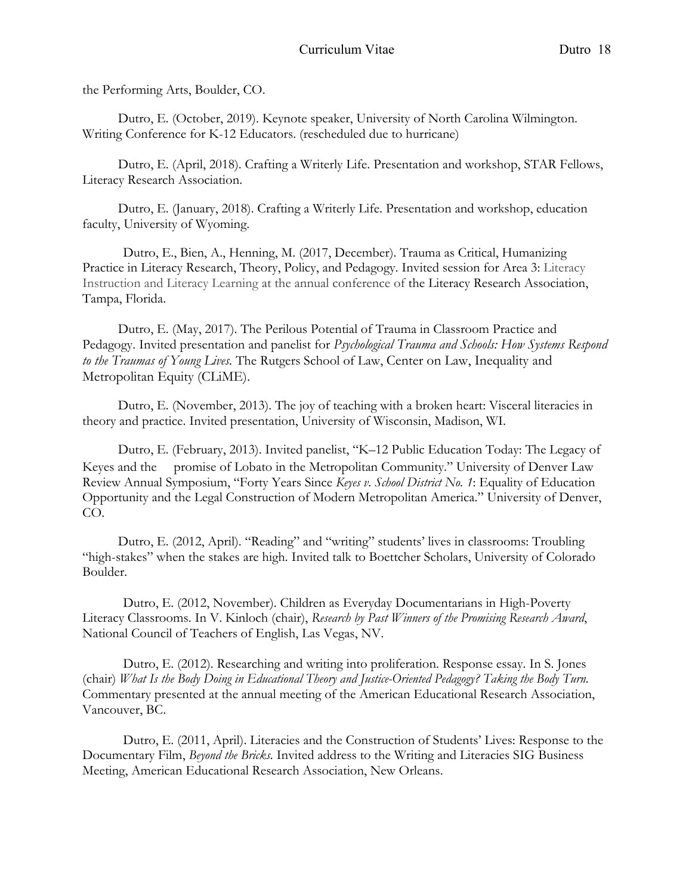the Performing Arts, Boulder, CO.

Dutro, E. (October, 2019). Keynote speaker, University of North Carolina Wilmington. Writing Conference for K-12 Educators. (rescheduled due to hurricane)

Dutro, E. (April, 2018). Crafting a Writerly Life. Presentation and workshop, STAR Fellows, Literacy Research Association.

Dutro, E. (January, 2018). Crafting a Writerly Life. Presentation and workshop, education faculty, University of Wyoming.

Dutro, E., Bien, A., Henning, M. (2017, December). Trauma as Critical, Humanizing Practice in Literacy Research, Theory, Policy, and Pedagogy. Invited session for Area 3: Literacy Instruction and Literacy Learning at the annual conference of the Literacy Research Association, Tampa, Florida.

Dutro, E. (May, 2017). The Perilous Potential of Trauma in Classroom Practice and Pedagogy. Invited presentation and panelist for *Psychological Trauma and Schools: How Systems Respond to the Traumas of Young Lives*. The Rutgers School of Law, Center on Law, Inequality and Metropolitan Equity (CLiME).

Dutro, E. (November, 2013). The joy of teaching with a broken heart: Visceral literacies in theory and practice. Invited presentation, University of Wisconsin, Madison, WI.

Dutro, E. (February, 2013). Invited panelist, "K–12 Public Education Today: The Legacy of Keyes and the promise of Lobato in the Metropolitan Community." University of Denver Law Review Annual Symposium, "Forty Years Since *Keyes v. School District No. 1*: Equality of Education Opportunity and the Legal Construction of Modern Metropolitan America." University of Denver, CO.

Dutro, E. (2012, April). "Reading" and "writing" students' lives in classrooms: Troubling "high-stakes" when the stakes are high. Invited talk to Boettcher Scholars, University of Colorado Boulder.

Dutro, E. (2012, November). Children as Everyday Documentarians in High-Poverty Literacy Classrooms. In V. Kinloch (chair), *Research by Past Winners of the Promising Research Award*, National Council of Teachers of English, Las Vegas, NV.

Dutro, E. (2012). Researching and writing into proliferation. Response essay. In S. Jones (chair) *What Is the Body Doing in Educational Theory and Justice-Oriented Pedagogy? Taking the Body Turn.* Commentary presented at the annual meeting of the American Educational Research Association, Vancouver, BC.

Dutro, E. (2011, April). Literacies and the Construction of Students' Lives: Response to the Documentary Film, *Beyond the Bricks.* Invited address to the Writing and Literacies SIG Business Meeting, American Educational Research Association, New Orleans.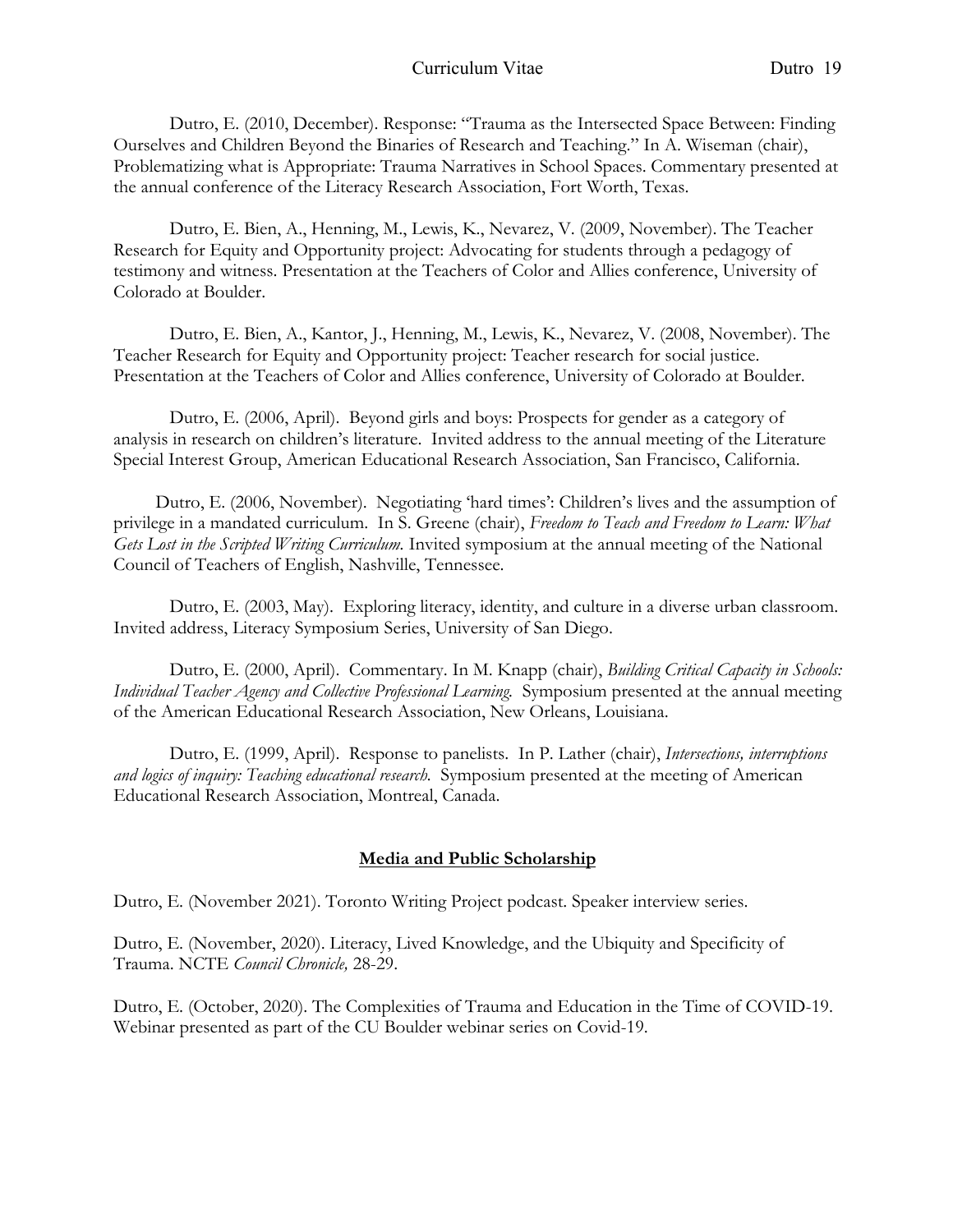Dutro, E. (2010, December). Response: "Trauma as the Intersected Space Between: Finding Ourselves and Children Beyond the Binaries of Research and Teaching." In A. Wiseman (chair), Problematizing what is Appropriate: Trauma Narratives in School Spaces. Commentary presented at the annual conference of the Literacy Research Association, Fort Worth, Texas.

Dutro, E. Bien, A., Henning, M., Lewis, K., Nevarez, V. (2009, November). The Teacher Research for Equity and Opportunity project: Advocating for students through a pedagogy of testimony and witness. Presentation at the Teachers of Color and Allies conference, University of Colorado at Boulder.

Dutro, E. Bien, A., Kantor, J., Henning, M., Lewis, K., Nevarez, V. (2008, November). The Teacher Research for Equity and Opportunity project: Teacher research for social justice. Presentation at the Teachers of Color and Allies conference, University of Colorado at Boulder.

Dutro, E. (2006, April). Beyond girls and boys: Prospects for gender as a category of analysis in research on children's literature. Invited address to the annual meeting of the Literature Special Interest Group, American Educational Research Association, San Francisco, California.

Dutro, E. (2006, November). Negotiating 'hard times': Children's lives and the assumption of privilege in a mandated curriculum. In S. Greene (chair), *Freedom to Teach and Freedom to Learn: What Gets Lost in the Scripted Writing Curriculum.* Invited symposium at the annual meeting of the National Council of Teachers of English, Nashville, Tennessee.

Dutro, E. (2003, May). Exploring literacy, identity, and culture in a diverse urban classroom. Invited address, Literacy Symposium Series, University of San Diego.

Dutro, E. (2000, April). Commentary. In M. Knapp (chair), *Building Critical Capacity in Schools: Individual Teacher Agency and Collective Professional Learning.* Symposium presented at the annual meeting of the American Educational Research Association, New Orleans, Louisiana.

Dutro, E. (1999, April). Response to panelists. In P. Lather (chair), *Intersections, interruptions and logics of inquiry: Teaching educational research.* Symposium presented at the meeting of American Educational Research Association, Montreal, Canada.

## **Media and Public Scholarship**

Dutro, E. (November 2021). Toronto Writing Project podcast. Speaker interview series.

Dutro, E. (November, 2020). Literacy, Lived Knowledge, and the Ubiquity and Specificity of Trauma. NCTE *Council Chronicle,* 28-29.

Dutro, E. (October, 2020). The Complexities of Trauma and Education in the Time of COVID-19. Webinar presented as part of the CU Boulder webinar series on Covid-19.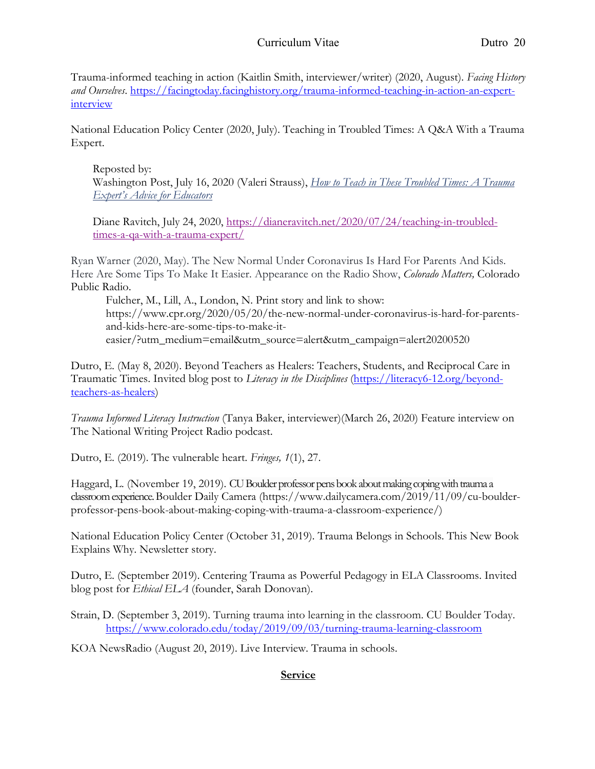Trauma-informed teaching in action (Kaitlin Smith, interviewer/writer) (2020, August). *Facing History and Ourselves*. https://facingtoday.facinghistory.org/trauma-informed-teaching-in-action-an-expert-interview

National Education Policy Center (2020, July). Teaching in Troubled Times: A Q&A With a Trauma Expert.

> Reposted by:
> Washington Post, July 16, 2020 (Valeri Strauss), *How to Teach in These Troubled Times: A Trauma Expert's Advice for Educators*
>
> Diane Ravitch, July 24, 2020, https://dianeravitch.net/2020/07/24/teaching-in-troubled-times-a-qa-with-a-trauma-expert/

Ryan Warner (2020, May). The New Normal Under Coronavirus Is Hard For Parents And Kids. Here Are Some Tips To Make It Easier. Appearance on the Radio Show, *Colorado Matters,* Colorado Public Radio.

> Fulcher, M., Lill, A., London, N. Print story and link to show: https://www.cpr.org/2020/05/20/the-new-normal-under-coronavirus-is-hard-for-parents-and-kids-here-are-some-tips-to-make-it-easier/?utm_medium=email&utm_source=alert&utm_campaign=alert20200520

Dutro, E. (May 8, 2020). Beyond Teachers as Healers: Teachers, Students, and Reciprocal Care in Traumatic Times. Invited blog post to *Literacy in the Disciplines* (https://literacy6-12.org/beyond-teachers-as-healers)

*Trauma Informed Literacy Instruction* (Tanya Baker, interviewer)(March 26, 2020) Feature interview on The National Writing Project Radio podcast.

Dutro, E. (2019). The vulnerable heart. *Fringes, 1*(1), 27.

Haggard, L. (November 19, 2019). CU Boulder professor pens book about making coping with trauma a classroom experience. Boulder Daily Camera (https://www.dailycamera.com/2019/11/09/cu-boulder-professor-pens-book-about-making-coping-with-trauma-a-classroom-experience/)

National Education Policy Center (October 31, 2019). Trauma Belongs in Schools. This New Book Explains Why. Newsletter story.

Dutro, E. (September 2019). Centering Trauma as Powerful Pedagogy in ELA Classrooms. Invited blog post for *Ethical ELA* (founder, Sarah Donovan).

Strain, D. (September 3, 2019). Turning trauma into learning in the classroom. CU Boulder Today. https://www.colorado.edu/today/2019/09/03/turning-trauma-learning-classroom

KOA NewsRadio (August 20, 2019). Live Interview. Trauma in schools.

## **Service**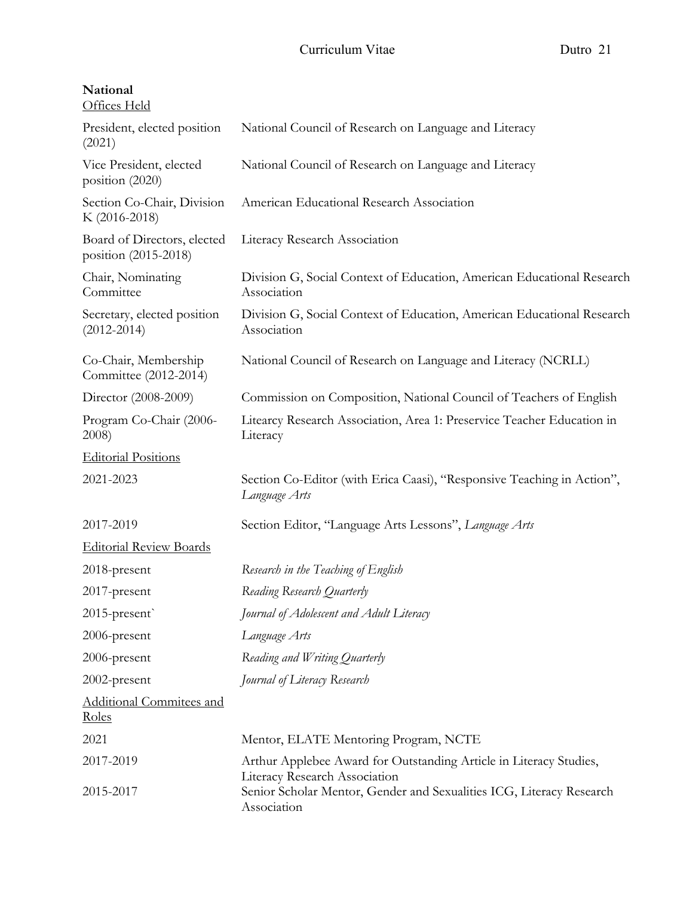**National**

Offices Held

| | |
|---|---|
| President, elected position (2021) | National Council of Research on Language and Literacy |
| Vice President, elected position (2020) | National Council of Research on Language and Literacy |
| Section Co-Chair, Division K (2016-2018) | American Educational Research Association |
| Board of Directors, elected position (2015-2018) | Literacy Research Association |
| Chair, Nominating Committee | Division G, Social Context of Education, American Educational Research Association |
| Secretary, elected position (2012-2014) | Division G, Social Context of Education, American Educational Research Association |
| Co-Chair, Membership Committee (2012-2014) | National Council of Research on Language and Literacy (NCRLL) |
| Director (2008-2009) | Commission on Composition, National Council of Teachers of English |
| Program Co-Chair (2006-2008) | Litearcy Research Association, Area 1: Preservice Teacher Education in Literacy |

Editorial Positions

| | |
|---|---|
| 2021-2023 | Section Co-Editor (with Erica Caasi), "Responsive Teaching in Action", *Language Arts* |
| 2017-2019 | Section Editor, "Language Arts Lessons", *Language Arts* |

Editorial Review Boards

| | |
|---|---|
| 2018-present | *Research in the Teaching of English* |
| 2017-present | *Reading Research Quarterly* |
| 2015-present` | *Journal of Adolescent and Adult Literacy* |
| 2006-present | *Language Arts* |
| 2006-present | *Reading and Writing Quarterly* |
| 2002-present | *Journal of Literacy Research* |

Additional Commitees and Roles

| | |
|---|---|
| 2021 | Mentor, ELATE Mentoring Program, NCTE |
| 2017-2019 | Arthur Applebee Award for Outstanding Article in Literacy Studies, Literacy Research Association |
| 2015-2017 | Senior Scholar Mentor, Gender and Sexualities ICG, Literacy Research Association |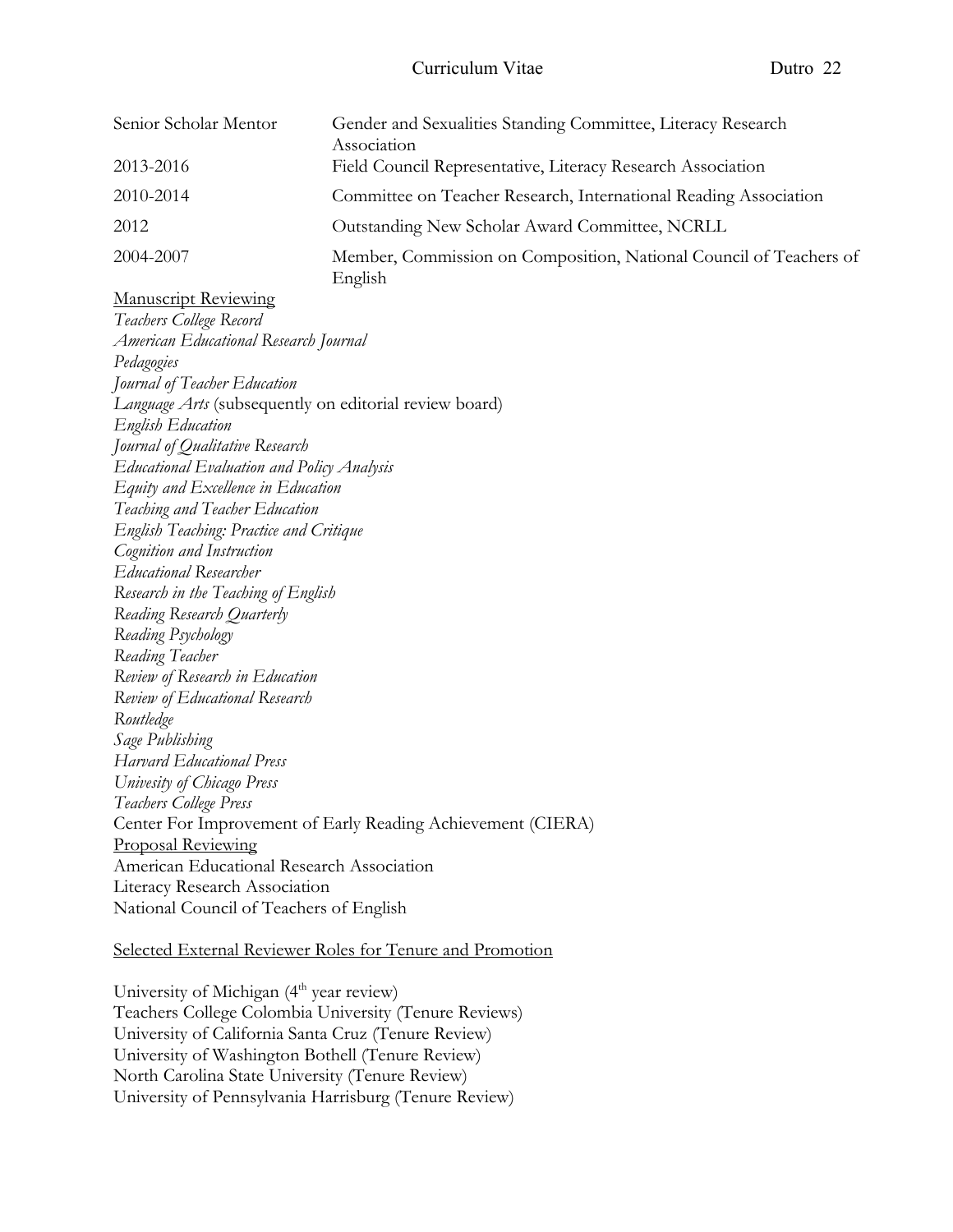| | |
|---|---|
| Senior Scholar Mentor | Gender and Sexualities Standing Committee, Literacy Research Association |
| 2013-2016 | Field Council Representative, Literacy Research Association |
| 2010-2014 | Committee on Teacher Research, International Reading Association |
| 2012 | Outstanding New Scholar Award Committee, NCRLL |
| 2004-2007 | Member, Commission on Composition, National Council of Teachers of English |

<u>Manuscript Reviewing</u>

*Teachers College Record*  
*American Educational Research Journal*  
*Pedagogies*  
*Journal of Teacher Education*  
*Language Arts* (subsequently on editorial review board)  
*English Education*  
*Journal of Qualitative Research*  
*Educational Evaluation and Policy Analysis*  
*Equity and Excellence in Education*  
*Teaching and Teacher Education*  
*English Teaching: Practice and Critique*  
*Cognition and Instruction*  
*Educational Researcher*  
*Research in the Teaching of English*  
*Reading Research Quarterly*  
*Reading Psychology*  
*Reading Teacher*  
*Review of Research in Education*  
*Review of Educational Research*  
*Routledge*  
*Sage Publishing*  
*Harvard Educational Press*  
*Univesity of Chicago Press*  
*Teachers College Press*  
Center For Improvement of Early Reading Achievement (CIERA)

<u>Proposal Reviewing</u>

American Educational Research Association  
Literacy Research Association  
National Council of Teachers of English

<u>Selected External Reviewer Roles for Tenure and Promotion</u>

University of Michigan (4th year review)  
Teachers College Colombia University (Tenure Reviews)  
University of California Santa Cruz (Tenure Review)  
University of Washington Bothell (Tenure Review)  
North Carolina State University (Tenure Review)  
University of Pennsylvania Harrisburg (Tenure Review)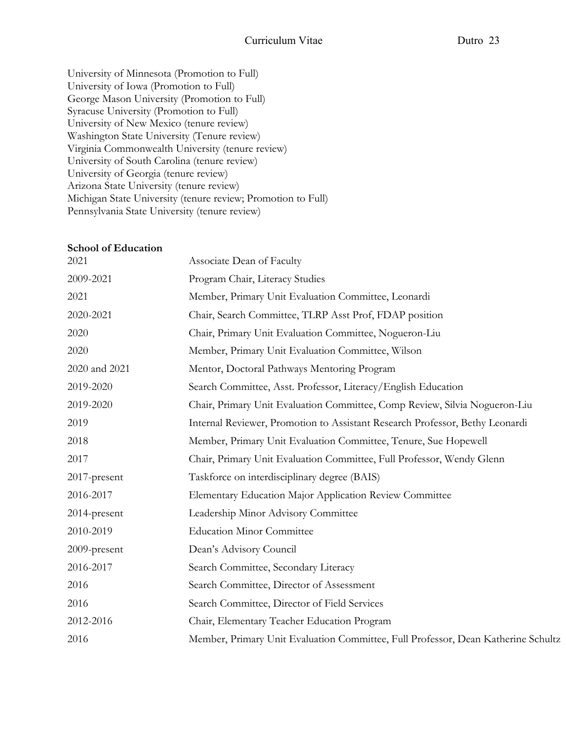University of Minnesota (Promotion to Full)
University of Iowa (Promotion to Full)
George Mason University (Promotion to Full)
Syracuse University (Promotion to Full)
University of New Mexico (tenure review)
Washington State University (Tenure review)
Virginia Commonwealth University (tenure review)
University of South Carolina (tenure review)
University of Georgia (tenure review)
Arizona State University (tenure review)
Michigan State University (tenure review; Promotion to Full)
Pennsylvania State University (tenure review)

**School of Education**

| | |
|---|---|
| 2021 | Associate Dean of Faculty |
| 2009-2021 | Program Chair, Literacy Studies |
| 2021 | Member, Primary Unit Evaluation Committee, Leonardi |
| 2020-2021 | Chair, Search Committee, TLRP Asst Prof, FDAP position |
| 2020 | Chair, Primary Unit Evaluation Committee, Nogueron-Liu |
| 2020 | Member, Primary Unit Evaluation Committee, Wilson |
| 2020 and 2021 | Mentor, Doctoral Pathways Mentoring Program |
| 2019-2020 | Search Committee, Asst. Professor, Literacy/English Education |
| 2019-2020 | Chair, Primary Unit Evaluation Committee, Comp Review, Silvia Nogueron-Liu |
| 2019 | Internal Reviewer, Promotion to Assistant Research Professor, Bethy Leonardi |
| 2018 | Member, Primary Unit Evaluation Committee, Tenure, Sue Hopewell |
| 2017 | Chair, Primary Unit Evaluation Committee, Full Professor, Wendy Glenn |
| 2017-present | Taskforce on interdisciplinary degree (BAIS) |
| 2016-2017 | Elementary Education Major Application Review Committee |
| 2014-present | Leadership Minor Advisory Committee |
| 2010-2019 | Education Minor Committee |
| 2009-present | Dean's Advisory Council |
| 2016-2017 | Search Committee, Secondary Literacy |
| 2016 | Search Committee, Director of Assessment |
| 2016 | Search Committee, Director of Field Services |
| 2012-2016 | Chair, Elementary Teacher Education Program |
| 2016 | Member, Primary Unit Evaluation Committee, Full Professor, Dean Katherine Schultz |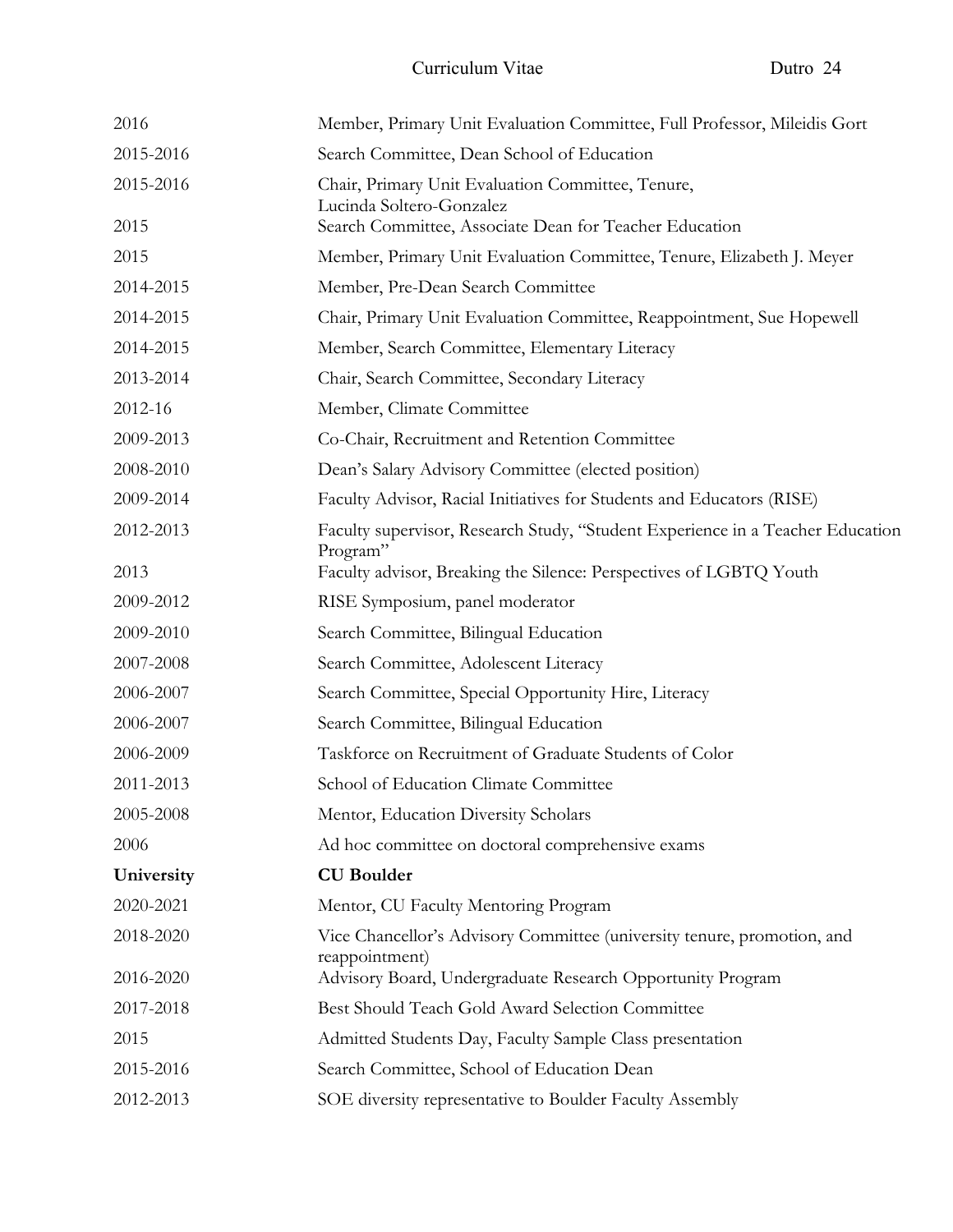| | |
|---|---|
| 2016 | Member, Primary Unit Evaluation Committee, Full Professor, Mileidis Gort |
| 2015-2016 | Search Committee, Dean School of Education |
| 2015-2016 | Chair, Primary Unit Evaluation Committee, Tenure, Lucinda Soltero-Gonzalez |
| 2015 | Search Committee, Associate Dean for Teacher Education |
| 2015 | Member, Primary Unit Evaluation Committee, Tenure, Elizabeth J. Meyer |
| 2014-2015 | Member, Pre-Dean Search Committee |
| 2014-2015 | Chair, Primary Unit Evaluation Committee, Reappointment, Sue Hopewell |
| 2014-2015 | Member, Search Committee, Elementary Literacy |
| 2013-2014 | Chair, Search Committee, Secondary Literacy |
| 2012-16 | Member, Climate Committee |
| 2009-2013 | Co-Chair, Recruitment and Retention Committee |
| 2008-2010 | Dean's Salary Advisory Committee (elected position) |
| 2009-2014 | Faculty Advisor, Racial Initiatives for Students and Educators (RISE) |
| 2012-2013 | Faculty supervisor, Research Study, "Student Experience in a Teacher Education Program" |
| 2013 | Faculty advisor, Breaking the Silence: Perspectives of LGBTQ Youth |
| 2009-2012 | RISE Symposium, panel moderator |
| 2009-2010 | Search Committee, Bilingual Education |
| 2007-2008 | Search Committee, Adolescent Literacy |
| 2006-2007 | Search Committee, Special Opportunity Hire, Literacy |
| 2006-2007 | Search Committee, Bilingual Education |
| 2006-2009 | Taskforce on Recruitment of Graduate Students of Color |
| 2011-2013 | School of Education Climate Committee |
| 2005-2008 | Mentor, Education Diversity Scholars |
| 2006 | Ad hoc committee on doctoral comprehensive exams |
| **University** | **CU Boulder** |
| 2020-2021 | Mentor, CU Faculty Mentoring Program |
| 2018-2020 | Vice Chancellor's Advisory Committee (university tenure, promotion, and reappointment) |
| 2016-2020 | Advisory Board, Undergraduate Research Opportunity Program |
| 2017-2018 | Best Should Teach Gold Award Selection Committee |
| 2015 | Admitted Students Day, Faculty Sample Class presentation |
| 2015-2016 | Search Committee, School of Education Dean |
| 2012-2013 | SOE diversity representative to Boulder Faculty Assembly |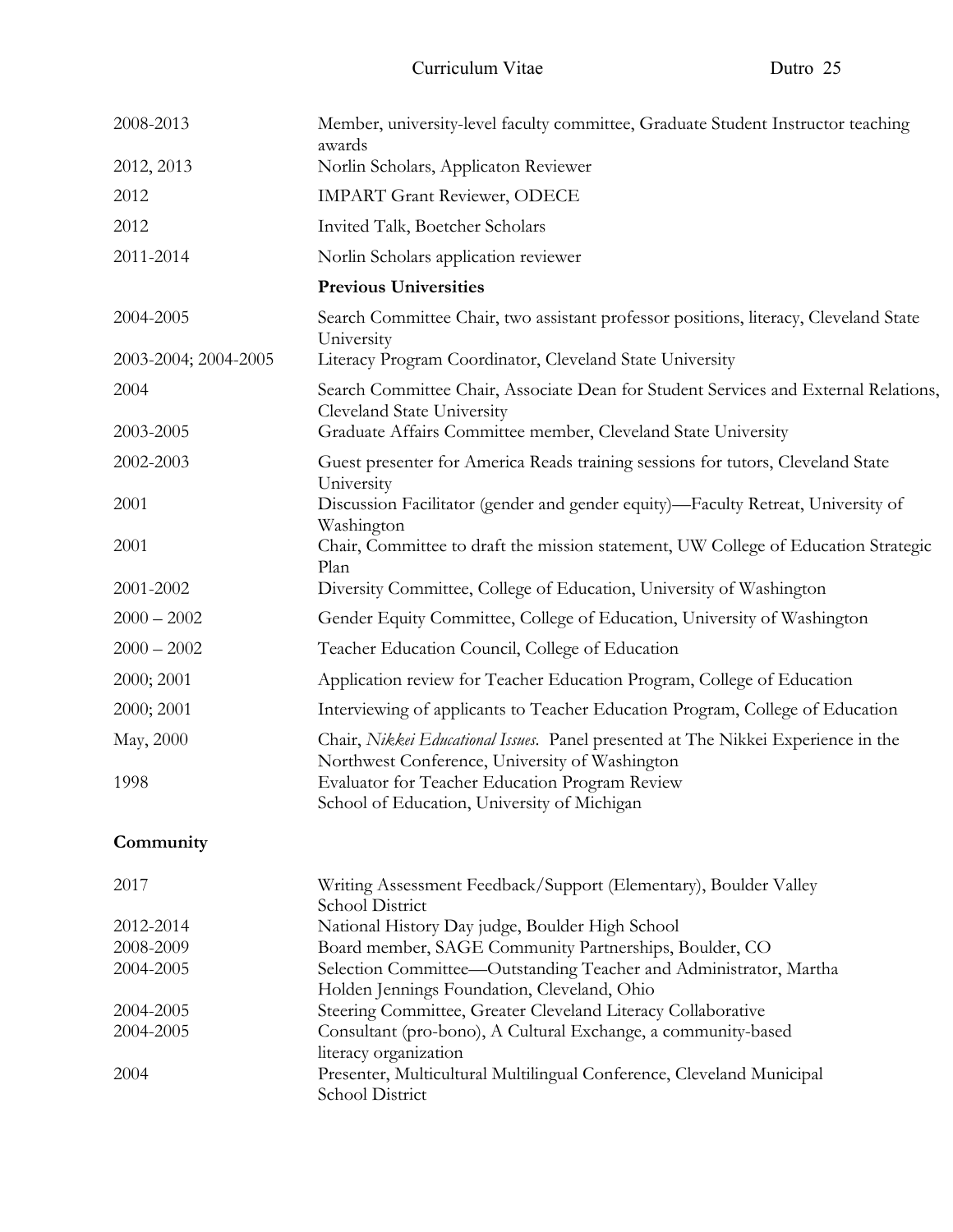| | |
|---|---|
| 2008-2013 | Member, university-level faculty committee, Graduate Student Instructor teaching awards |
| 2012, 2013 | Norlin Scholars, Applicaton Reviewer |
| 2012 | IMPART Grant Reviewer, ODECE |
| 2012 | Invited Talk, Boetcher Scholars |
| 2011-2014 | Norlin Scholars application reviewer |

**Previous Universities**

| | |
|---|---|
| 2004-2005 | Search Committee Chair, two assistant professor positions, literacy, Cleveland State University |
| 2003-2004; 2004-2005 | Literacy Program Coordinator, Cleveland State University |
| 2004 | Search Committee Chair, Associate Dean for Student Services and External Relations, Cleveland State University |
| 2003-2005 | Graduate Affairs Committee member, Cleveland State University |
| 2002-2003 | Guest presenter for America Reads training sessions for tutors, Cleveland State University |
| 2001 | Discussion Facilitator (gender and gender equity)—Faculty Retreat, University of Washington |
| 2001 | Chair, Committee to draft the mission statement, UW College of Education Strategic Plan |
| 2001-2002 | Diversity Committee, College of Education, University of Washington |
| 2000 – 2002 | Gender Equity Committee, College of Education, University of Washington |
| 2000 – 2002 | Teacher Education Council, College of Education |
| 2000; 2001 | Application review for Teacher Education Program, College of Education |
| 2000; 2001 | Interviewing of applicants to Teacher Education Program, College of Education |
| May, 2000 | Chair, *Nikkei Educational Issues*. Panel presented at The Nikkei Experience in the Northwest Conference, University of Washington |
| 1998 | Evaluator for Teacher Education Program Review School of Education, University of Michigan |

**Community**

| | |
|---|---|
| 2017 | Writing Assessment Feedback/Support (Elementary), Boulder Valley School District |
| 2012-2014 | National History Day judge, Boulder High School |
| 2008-2009 | Board member, SAGE Community Partnerships, Boulder, CO |
| 2004-2005 | Selection Committee—Outstanding Teacher and Administrator, Martha Holden Jennings Foundation, Cleveland, Ohio |
| 2004-2005 | Steering Committee, Greater Cleveland Literacy Collaborative |
| 2004-2005 | Consultant (pro-bono), A Cultural Exchange, a community-based literacy organization |
| 2004 | Presenter, Multicultural Multilingual Conference, Cleveland Municipal School District |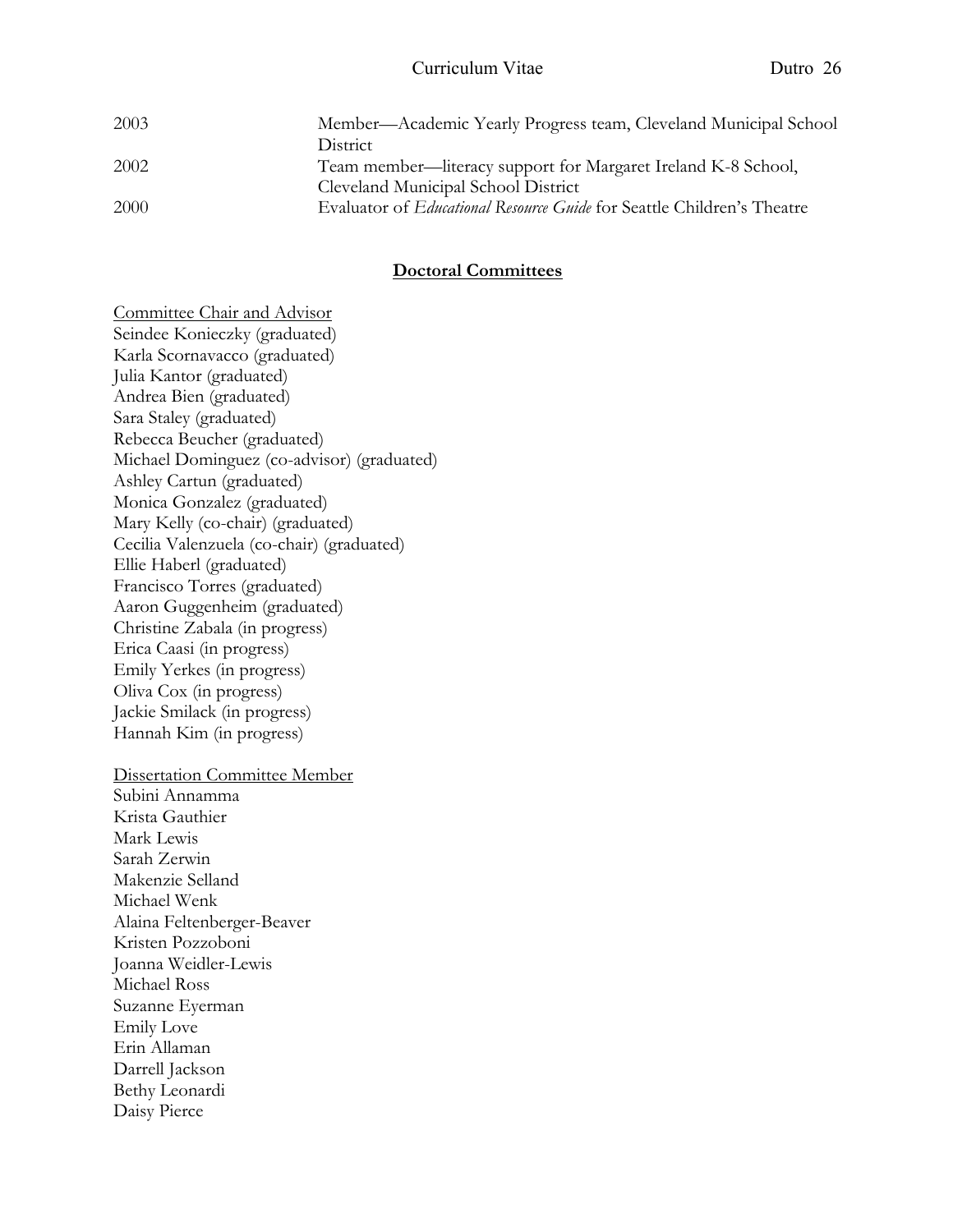| | |
|---|---|
| 2003 | Member—Academic Yearly Progress team, Cleveland Municipal School District |
| 2002 | Team member—literacy support for Margaret Ireland K-8 School, Cleveland Municipal School District |
| 2000 | Evaluator of *Educational Resource Guide* for Seattle Children's Theatre |

## Doctoral Committees

Committee Chair and Advisor

Seindee Konieczky (graduated)
Karla Scornavacco (graduated)
Julia Kantor (graduated)
Andrea Bien (graduated)
Sara Staley (graduated)
Rebecca Beucher (graduated)
Michael Dominguez (co-advisor) (graduated)
Ashley Cartun (graduated)
Monica Gonzalez (graduated)
Mary Kelly (co-chair) (graduated)
Cecilia Valenzuela (co-chair) (graduated)
Ellie Haberl (graduated)
Francisco Torres (graduated)
Aaron Guggenheim (graduated)
Christine Zabala (in progress)
Erica Caasi (in progress)
Emily Yerkes (in progress)
Oliva Cox (in progress)
Jackie Smilack (in progress)
Hannah Kim (in progress)

Dissertation Committee Member

Subini Annamma
Krista Gauthier
Mark Lewis
Sarah Zerwin
Makenzie Selland
Michael Wenk
Alaina Feltenberger-Beaver
Kristen Pozzoboni
Joanna Weidler-Lewis
Michael Ross
Suzanne Eyerman
Emily Love
Erin Allaman
Darrell Jackson
Bethy Leonardi
Daisy Pierce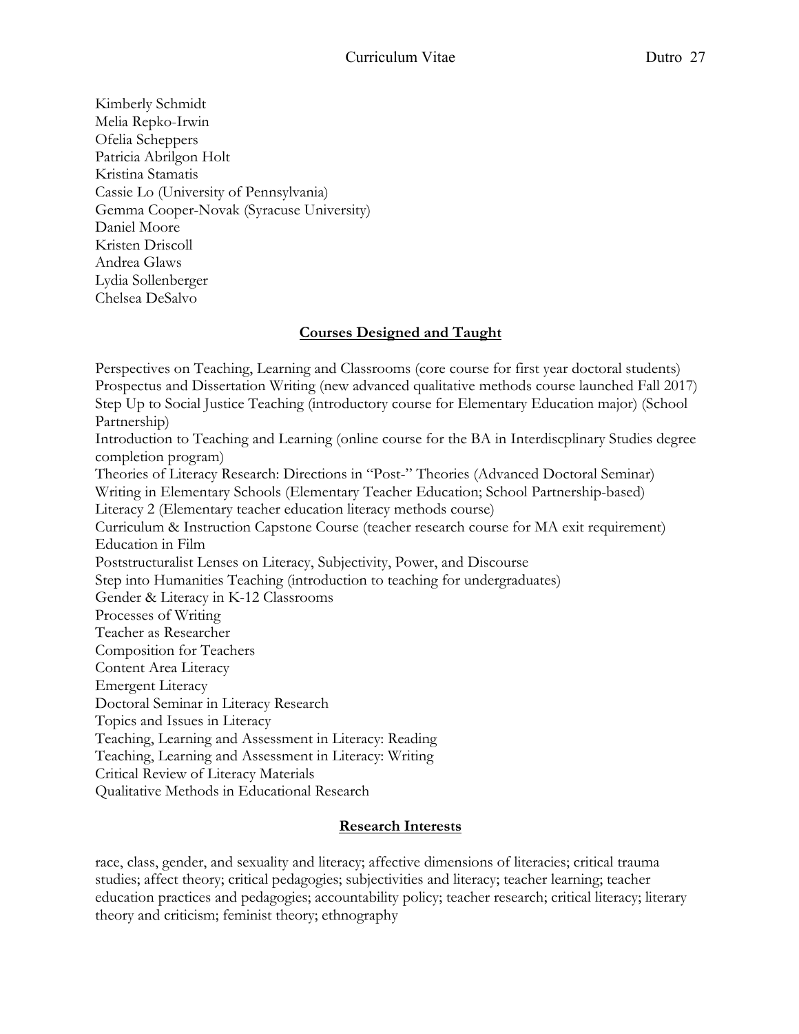Kimberly Schmidt
Melia Repko-Irwin
Ofelia Scheppers
Patricia Abrilgon Holt
Kristina Stamatis
Cassie Lo (University of Pennsylvania)
Gemma Cooper-Novak (Syracuse University)
Daniel Moore
Kristen Driscoll
Andrea Glaws
Lydia Sollenberger
Chelsea DeSalvo

## Courses Designed and Taught

Perspectives on Teaching, Learning and Classrooms (core course for first year doctoral students)
Prospectus and Dissertation Writing (new advanced qualitative methods course launched Fall 2017)
Step Up to Social Justice Teaching (introductory course for Elementary Education major) (School Partnership)
Introduction to Teaching and Learning (online course for the BA in Interdiscplinary Studies degree completion program)
Theories of Literacy Research: Directions in "Post-" Theories (Advanced Doctoral Seminar)
Writing in Elementary Schools (Elementary Teacher Education; School Partnership-based)
Literacy 2 (Elementary teacher education literacy methods course)
Curriculum & Instruction Capstone Course (teacher research course for MA exit requirement)
Education in Film
Poststructuralist Lenses on Literacy, Subjectivity, Power, and Discourse
Step into Humanities Teaching (introduction to teaching for undergraduates)
Gender & Literacy in K-12 Classrooms
Processes of Writing
Teacher as Researcher
Composition for Teachers
Content Area Literacy
Emergent Literacy
Doctoral Seminar in Literacy Research
Topics and Issues in Literacy
Teaching, Learning and Assessment in Literacy: Reading
Teaching, Learning and Assessment in Literacy: Writing
Critical Review of Literacy Materials
Qualitative Methods in Educational Research

## Research Interests

race, class, gender, and sexuality and literacy; affective dimensions of literacies; critical trauma studies; affect theory; critical pedagogies; subjectivities and literacy; teacher learning; teacher education practices and pedagogies; accountability policy; teacher research; critical literacy; literary theory and criticism; feminist theory; ethnography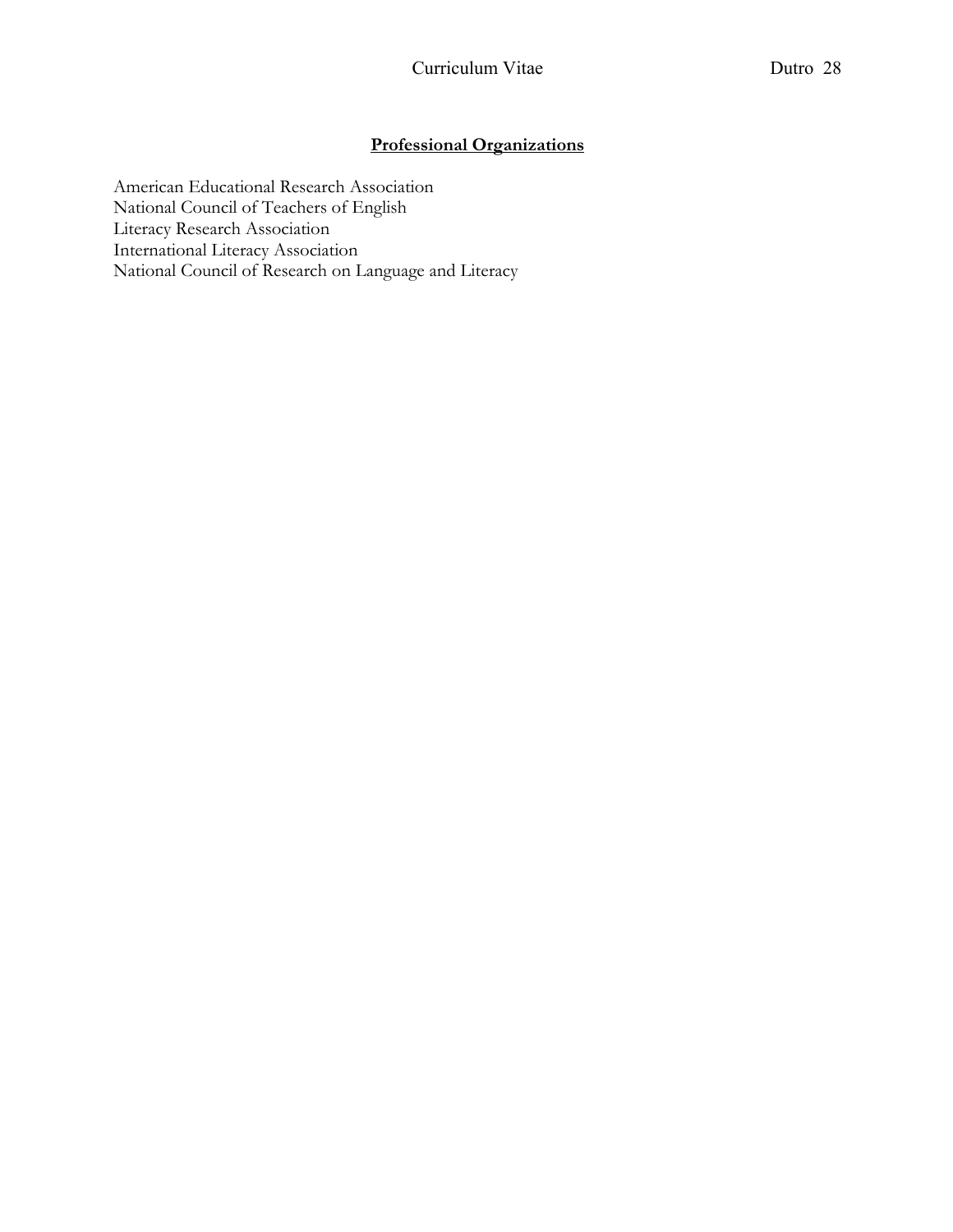## Professional Organizations

American Educational Research Association
National Council of Teachers of English
Literacy Research Association
International Literacy Association
National Council of Research on Language and Literacy